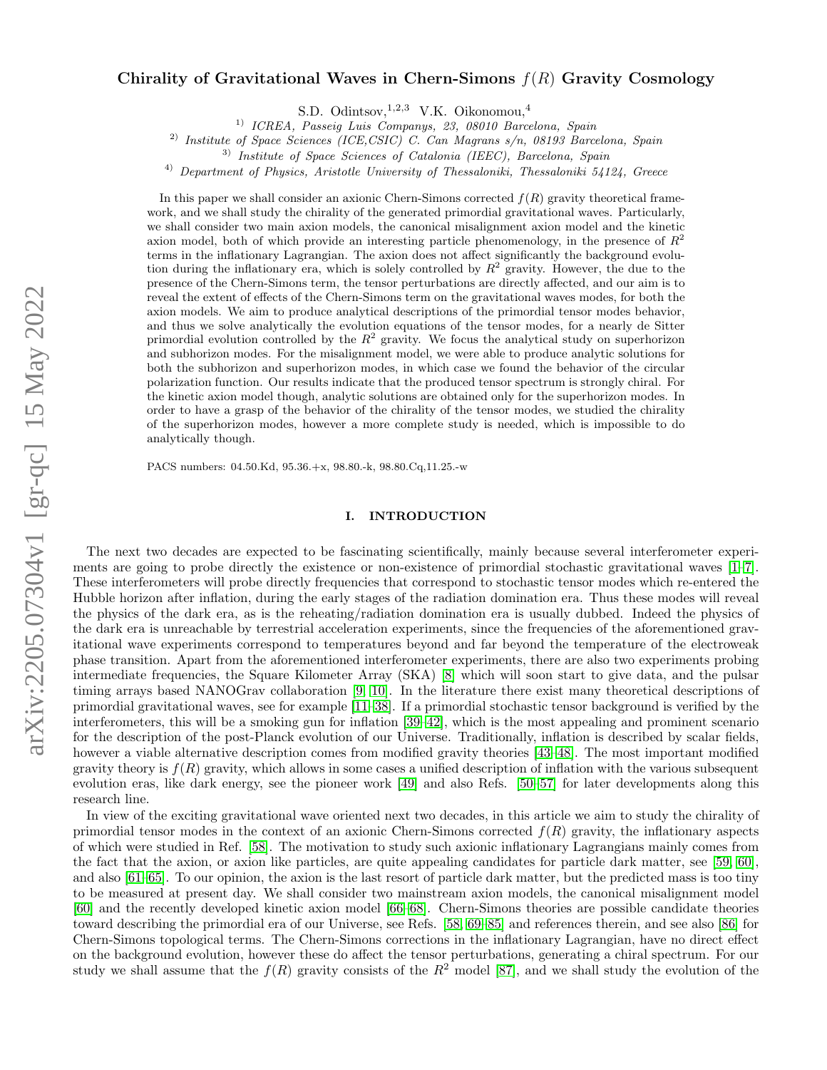# Chirality of Gravitational Waves in Chern-Simons $f(R)$ Gravity Cosmology

S.D. Odintsov,[1,2,3] V.K. Oikonomou,[4]

[1)] *ICREA, Passeig Luis Companys, 23, 08010 Barcelona, Spain*
[2)] *Institute of Space Sciences (ICE,CSIC) C. Can Magrans s/n, 08193 Barcelona, Spain*
[3)] *Institute of Space Sciences of Catalonia (IEEC), Barcelona, Spain*
[4)] *Department of Physics, Aristotle University of Thessaloniki, Thessaloniki 54124, Greece*

In this paper we shall consider an axionic Chern-Simons corrected $f(R)$ gravity theoretical framework, and we shall study the chirality of the generated primordial gravitational waves. Particularly, we shall consider two main axion models, the canonical misalignment axion model and the kinetic axion model, both of which provide an interesting particle phenomenology, in the presence of $R^2$ terms in the inflationary Lagrangian. The axion does not affect significantly the background evolution during the inflationary era, which is solely controlled by $R^2$ gravity. However, the due to the presence of the Chern-Simons term, the tensor perturbations are directly affected, and our aim is to reveal the extent of effects of the Chern-Simons term on the gravitational waves modes, for both the axion models. We aim to produce analytical descriptions of the primordial tensor modes behavior, and thus we solve analytically the evolution equations of the tensor modes, for a nearly de Sitter primordial evolution controlled by the $R^2$ gravity. We focus the analytical study on superhorizon and subhorizon modes. For the misalignment model, we were able to produce analytic solutions for both the subhorizon and superhorizon modes, in which case we found the behavior of the circular polarization function. Our results indicate that the produced tensor spectrum is strongly chiral. For the kinetic axion model though, analytic solutions are obtained only for the superhorizon modes. In order to have a grasp of the behavior of the chirality of the tensor modes, we studied the chirality of the superhorizon modes, however a more complete study is needed, which is impossible to do analytically though.

PACS numbers: 04.50.Kd, 95.36.+x, 98.80.-k, 98.80.Cq,11.25.-w

## I. INTRODUCTION

The next two decades are expected to be fascinating scientifically, mainly because several interferometer experiments are going to probe directly the existence or non-existence of primordial stochastic gravitational waves [1–7]. These interferometers will probe directly frequencies that correspond to stochastic tensor modes which re-entered the Hubble horizon after inflation, during the early stages of the radiation domination era. Thus these modes will reveal the physics of the dark era, as is the reheating/radiation domination era is usually dubbed. Indeed the physics of the dark era is unreachable by terrestrial acceleration experiments, since the frequencies of the aforementioned gravitational wave experiments correspond to temperatures beyond and far beyond the temperature of the electroweak phase transition. Apart from the aforementioned interferometer experiments, there are also two experiments probing intermediate frequencies, the Square Kilometer Array (SKA) [8] which will soon start to give data, and the pulsar timing arrays based NANOGrav collaboration [9, 10]. In the literature there exist many theoretical descriptions of primordial gravitational waves, see for example [11–38]. If a primordial stochastic tensor background is verified by the interferometers, this will be a smoking gun for inflation [39–42], which is the most appealing and prominent scenario for the description of the post-Planck evolution of our Universe. Traditionally, inflation is described by scalar fields, however a viable alternative description comes from modified gravity theories [43–48]. The most important modified gravity theory is $f(R)$ gravity, which allows in some cases a unified description of inflation with the various subsequent evolution eras, like dark energy, see the pioneer work [49] and also Refs. [50–57] for later developments along this research line.

In view of the exciting gravitational wave oriented next two decades, in this article we aim to study the chirality of primordial tensor modes in the context of an axionic Chern-Simons corrected $f(R)$ gravity, the inflationary aspects of which were studied in Ref. [58]. The motivation to study such axionic inflationary Lagrangians mainly comes from the fact that the axion, or axion like particles, are quite appealing candidates for particle dark matter, see [59, 60], and also [61–65]. To our opinion, the axion is the last resort of particle dark matter, but the predicted mass is too tiny to be measured at present day. We shall consider two mainstream axion models, the canonical misalignment model [60] and the recently developed kinetic axion model [66–68]. Chern-Simons theories are possible candidate theories toward describing the primordial era of our Universe, see Refs. [58, 69–85] and references therein, and see also [86] for Chern-Simons topological terms. The Chern-Simons corrections in the inflationary Lagrangian, have no direct effect on the background evolution, however these do affect the tensor perturbations, generating a chiral spectrum. For our study we shall assume that the $f(R)$ gravity consists of the $R^2$ model [87], and we shall study the evolution of the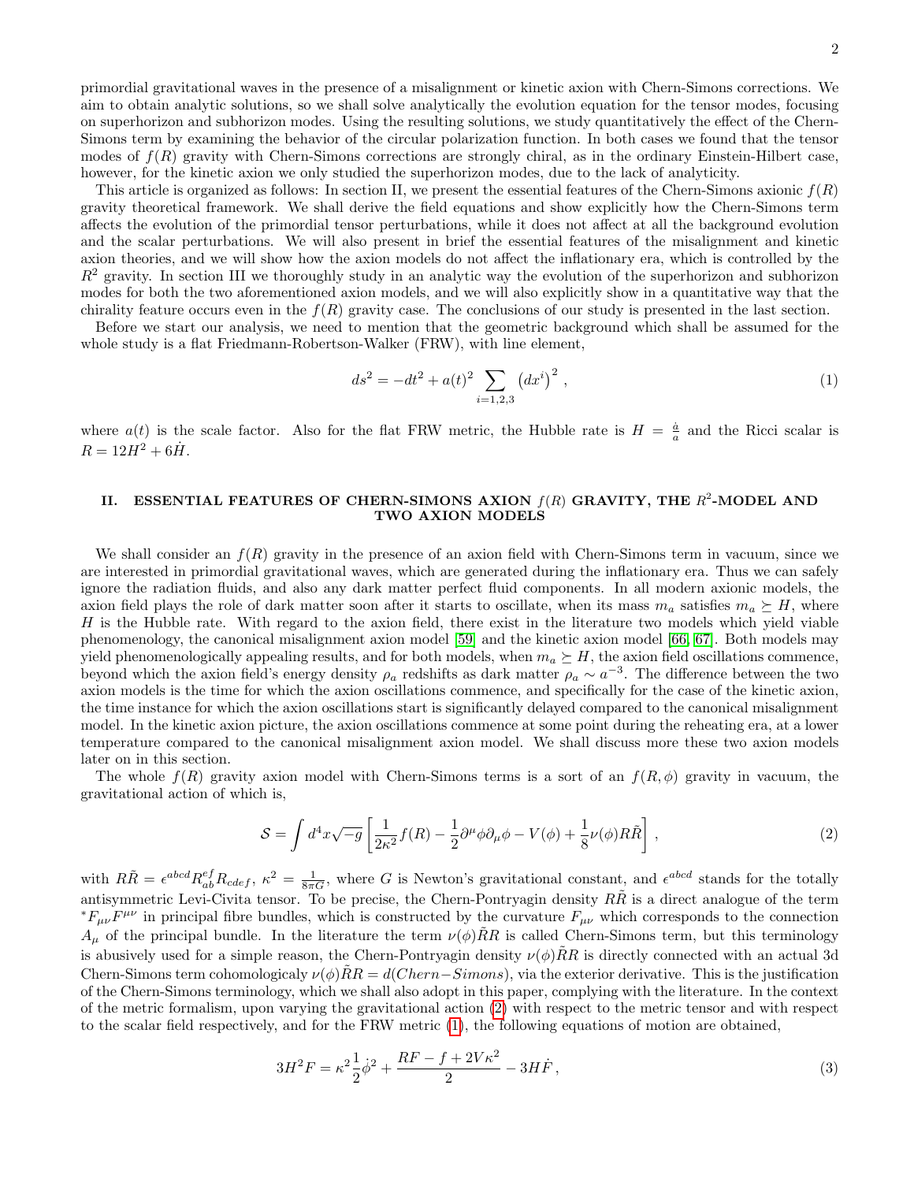primordial gravitational waves in the presence of a misalignment or kinetic axion with Chern-Simons corrections. We aim to obtain analytic solutions, so we shall solve analytically the evolution equation for the tensor modes, focusing on superhorizon and subhorizon modes. Using the resulting solutions, we study quantitatively the effect of the Chern-Simons term by examining the behavior of the circular polarization function. In both cases we found that the tensor modes of $f(R)$ gravity with Chern-Simons corrections are strongly chiral, as in the ordinary Einstein-Hilbert case, however, for the kinetic axion we only studied the superhorizon modes, due to the lack of analyticity.

This article is organized as follows: In section II, we present the essential features of the Chern-Simons axionic $f(R)$ gravity theoretical framework. We shall derive the field equations and show explicitly how the Chern-Simons term affects the evolution of the primordial tensor perturbations, while it does not affect at all the background evolution and the scalar perturbations. We will also present in brief the essential features of the misalignment and kinetic axion theories, and we will show how the axion models do not affect the inflationary era, which is controlled by the $R^2$ gravity. In section III we thoroughly study in an analytic way the evolution of the superhorizon and subhorizon modes for both the two aforementioned axion models, and we will also explicitly show in a quantitative way that the chirality feature occurs even in the $f(R)$ gravity case. The conclusions of our study is presented in the last section.

Before we start our analysis, we need to mention that the geometric background which shall be assumed for the whole study is a flat Friedmann-Robertson-Walker (FRW), with line element,

$$ds^2 = -dt^2 + a(t)^2 \sum_{i=1,2,3} \left(dx^i\right)^2 \, , \tag{1}$$

where $a(t)$ is the scale factor. Also for the flat FRW metric, the Hubble rate is $H = \frac{\dot{a}}{a}$ and the Ricci scalar is $R = 12H^2 + 6\dot{H}$.

## II. ESSENTIAL FEATURES OF CHERN-SIMONS AXION $f(R)$ GRAVITY, THE $R^2$-MODEL AND TWO AXION MODELS

We shall consider an $f(R)$ gravity in the presence of an axion field with Chern-Simons term in vacuum, since we are interested in primordial gravitational waves, which are generated during the inflationary era. Thus we can safely ignore the radiation fluids, and also any dark matter perfect fluid components. In all modern axionic models, the axion field plays the role of dark matter soon after it starts to oscillate, when its mass $m_a$ satisfies $m_a \succeq H$, where $H$ is the Hubble rate. With regard to the axion field, there exist in the literature two models which yield viable phenomenology, the canonical misalignment axion model [59] and the kinetic axion model [66, 67]. Both models may yield phenomenologically appealing results, and for both models, when $m_a \succeq H$, the axion field oscillations commence, beyond which the axion field's energy density $\rho_a$ redshifts as dark matter $\rho_a \sim a^{-3}$. The difference between the two axion models is the time for which the axion oscillations commence, and specifically for the case of the kinetic axion, the time instance for which the axion oscillations start is significantly delayed compared to the canonical misalignment model. In the kinetic axion picture, the axion oscillations commence at some point during the reheating era, at a lower temperature compared to the canonical misalignment axion model. We shall discuss more these two axion models later on in this section.

The whole $f(R)$ gravity axion model with Chern-Simons terms is a sort of an $f(R, \phi)$ gravity in vacuum, the gravitational action of which is,

$$\mathcal{S} = \int d^4x \sqrt{-g} \left[ \frac{1}{2\kappa^2} f(R) - \frac{1}{2} \partial^\mu \phi \partial_\mu \phi - V(\phi) + \frac{1}{8} \nu(\phi) R\tilde{R} \right] , \tag{2}$$

with $R\tilde{R} = \epsilon^{abcd} R_{ab}^{ef} R_{cdef}$, $\kappa^2 = \frac{1}{8\pi G}$, where $G$ is Newton's gravitational constant, and $\epsilon^{abcd}$ stands for the totally antisymmetric Levi-Civita tensor. To be precise, the Chern-Pontryagin density $R\tilde{R}$ is a direct analogue of the term ${}^*F_{\mu\nu}F^{\mu\nu}$ in principal fibre bundles, which is constructed by the curvature $F_{\mu\nu}$ which corresponds to the connection $A_\mu$ of the principal bundle. In the literature the term $\nu(\phi)\tilde{R}R$ is called Chern-Simons term, but this terminology is abusively used for a simple reason, the Chern-Pontryagin density $\nu(\phi)\tilde{R}R$ is directly connected with an actual 3d Chern-Simons term cohomologicaly $\nu(\phi)\tilde{R}R = d(Chern-Simons)$, via the exterior derivative. This is the justification of the Chern-Simons terminology, which we shall also adopt in this paper, complying with the literature. In the context of the metric formalism, upon varying the gravitational action (2) with respect to the metric tensor and with respect to the scalar field respectively, and for the FRW metric (1), the following equations of motion are obtained,

$$3H^2 F = \kappa^2 \frac{1}{2} \dot{\phi}^2 + \frac{RF - f + 2V\kappa^2}{2} - 3H\dot{F} \, , \tag{3}$$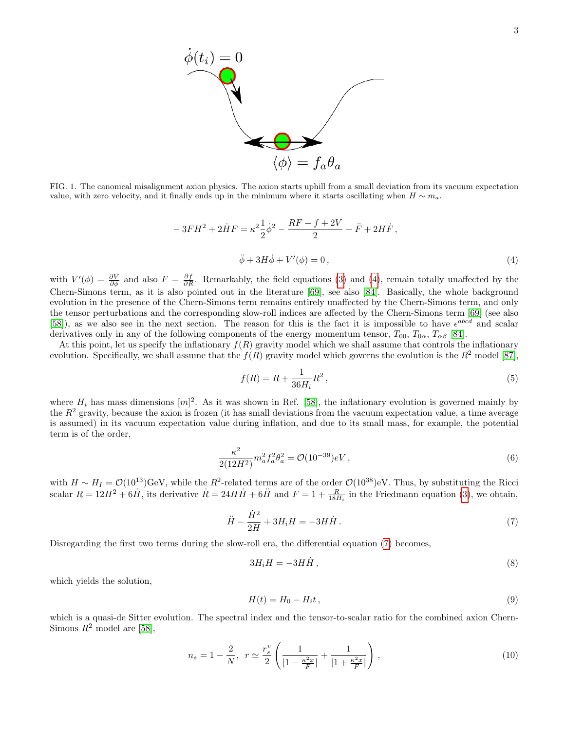FIG. 1. The canonical misalignment axion physics. The axion starts uphill from a small deviation from its vacuum expectation value, with zero velocity, and it finally ends up in the minimum where it starts oscillating when $H \sim m_a$.

$$-3FH^2 + 2\dot{H}F = \kappa^2 \frac{1}{2}\dot{\phi}^2 - \frac{RF - f + 2V}{2} + \ddot{F} + 2H\dot{F}\,,$$

$$\ddot{\phi} + 3H\dot{\phi} + V'(\phi) = 0\,, \tag{4}$$

with $V'(\phi) = \frac{\partial V}{\partial \phi}$ and also $F = \frac{\partial f}{\partial R}$. Remarkably, the field equations (3) and (4), remain totally unaffected by the Chern-Simons term, as it is also pointed out in the literature [69], see also [84]. Basically, the whole background evolution in the presence of the Chern-Simons term remains entirely unaffected by the Chern-Simons term, and only the tensor perturbations and the corresponding slow-roll indices are affected by the Chern-Simons term [69] (see also [58]), as we also see in the next section. The reason for this is the fact it is impossible to have $\epsilon^{abcd}$ and scalar derivatives only in any of the following components of the energy momentum tensor, $T_{00}$, $T_{0\alpha}$, $T_{\alpha\beta}$ [84].

At this point, let us specify the inflationary $f(R)$ gravity model which we shall assume that controls the inflationary evolution. Specifically, we shall assume that the $f(R)$ gravity model which governs the evolution is the $R^2$ model [87],

$$f(R) = R + \frac{1}{36H_i}R^2\,, \tag{5}$$

where $H_i$ has mass dimensions $[m]^2$. As it was shown in Ref. [58], the inflationary evolution is governed mainly by the $R^2$ gravity, because the axion is frozen (it has small deviations from the vacuum expectation value, a time average is assumed) in its vacuum expectation value during inflation, and due to its small mass, for example, the potential term is of the order,

$$\frac{\kappa^2}{2(12H^2)} m_a^2 f_a^2 \theta_a^2 = \mathcal{O}(10^{-39})eV\,, \tag{6}$$

with $H \sim H_I = \mathcal{O}(10^{13})$GeV, while the $R^2$-related terms are of the order $\mathcal{O}(10^{38})$eV. Thus, by substituting the Ricci scalar $R = 12H^2 + 6\dot{H}$, its derivative $\dot{R} = 24H\dot{H} + 6\ddot{H}$ and $F = 1 + \frac{R}{18H_i}$ in the Friedmann equation (3), we obtain,

$$\ddot{H} - \frac{\dot{H}^2}{2H} + 3H_i H = -3H\dot{H}\,. \tag{7}$$

Disregarding the first two terms during the slow-roll era, the differential equation (7) becomes,

$$3H_i H = -3H\dot{H}\,, \tag{8}$$

which yields the solution,

$$H(t) = H_0 - H_i t\,, \tag{9}$$

which is a quasi-de Sitter evolution. The spectral index and the tensor-to-scalar ratio for the combined axion Chern-Simons $R^2$ model are [58],

$$n_s = 1 - \frac{2}{N},\;\; r \simeq \frac{r_s^v}{2}\left(\frac{1}{|1 - \frac{\kappa^2 x}{F}|} + \frac{1}{|1 + \frac{\kappa^2 x}{F}|}\right)\,, \tag{10}$$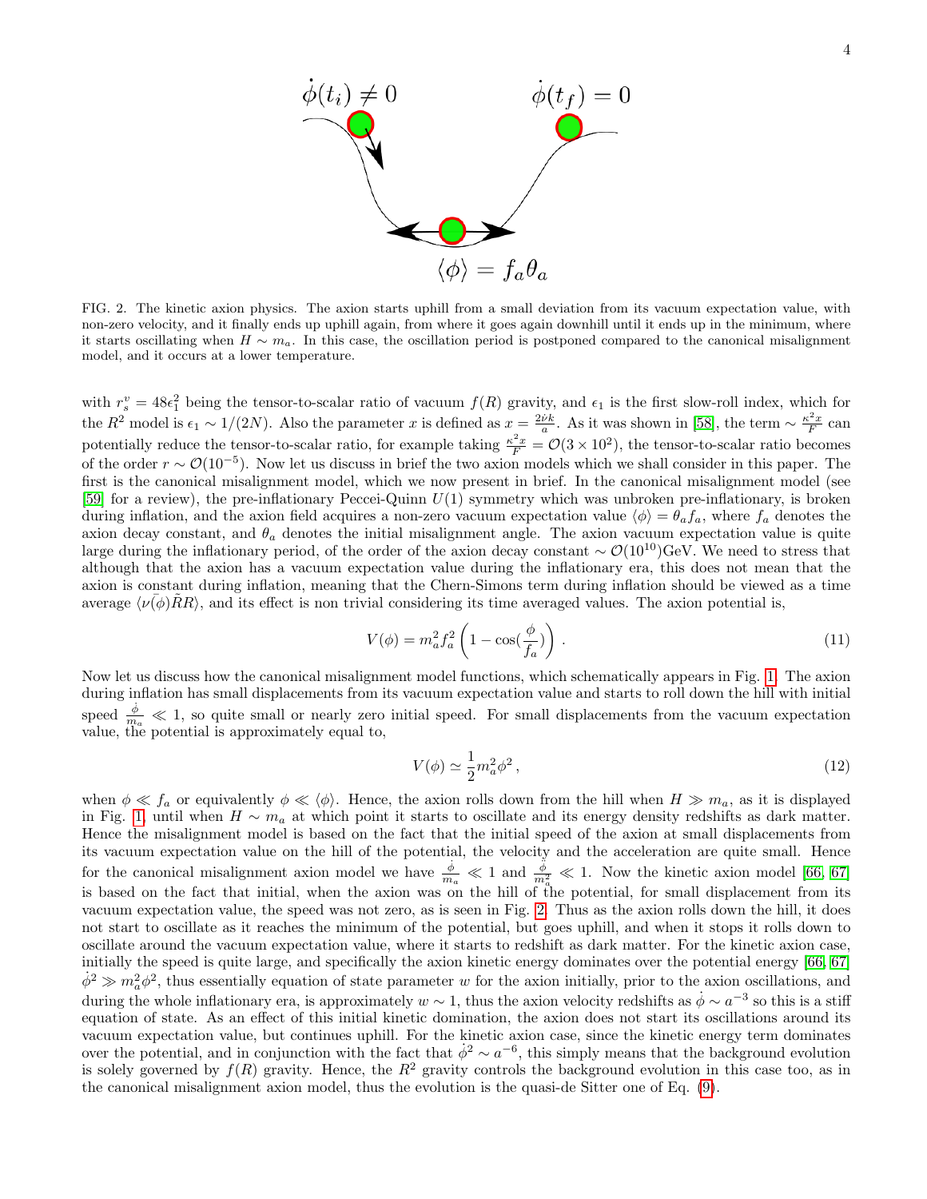FIG. 2. The kinetic axion physics. The axion starts uphill from a small deviation from its vacuum expectation value, with non-zero velocity, and it finally ends up uphill again, from where it goes again downhill until it ends up in the minimum, where it starts oscillating when $H \sim m_a$. In this case, the oscillation period is postponed compared to the canonical misalignment model, and it occurs at a lower temperature.

with $r_s^v = 48\epsilon_1^2$ being the tensor-to-scalar ratio of vacuum $f(R)$ gravity, and $\epsilon_1$ is the first slow-roll index, which for the $R^2$ model is $\epsilon_1 \sim 1/(2N)$. Also the parameter $x$ is defined as $x = \frac{2\dot{\nu}k}{a}$. As it was shown in [58], the term $\sim \frac{\kappa^2 x}{F}$ can potentially reduce the tensor-to-scalar ratio, for example taking $\frac{\kappa^2 x}{F} = \mathcal{O}(3 \times 10^2)$, the tensor-to-scalar ratio becomes of the order $r \sim \mathcal{O}(10^{-5})$. Now let us discuss in brief the two axion models which we shall consider in this paper. The first is the canonical misalignment model, which we now present in brief. In the canonical misalignment model (see [59] for a review), the pre-inflationary Peccei-Quinn $U(1)$ symmetry which was unbroken pre-inflationary, is broken during inflation, and the axion field acquires a non-zero vacuum expectation value $\langle\phi\rangle = \theta_a f_a$, where $f_a$ denotes the axion decay constant, and $\theta_a$ denotes the initial misalignment angle. The axion vacuum expectation value is quite large during the inflationary period, of the order of the axion decay constant $\sim \mathcal{O}(10^{10})$GeV. We need to stress that although that the axion has a vacuum expectation value during the inflationary era, this does not mean that the axion is constant during inflation, meaning that the Chern-Simons term during inflation should be viewed as a time average $\langle\nu(\phi)\tilde{R}R\rangle$, and its effect is non trivial considering its time averaged values. The axion potential is,

$$
V(\phi) = m_a^2 f_a^2 \left(1 - \cos(\frac{\phi}{f_a})\right) . \tag{11}
$$

Now let us discuss how the canonical misalignment model functions, which schematically appears in Fig. 1. The axion during inflation has small displacements from its vacuum expectation value and starts to roll down the hill with initial speed $\frac{\dot{\phi}}{m_a} \ll 1$, so quite small or nearly zero initial speed. For small displacements from the vacuum expectation value, the potential is approximately equal to,

$$
V(\phi) \simeq \frac{1}{2} m_a^2 \phi^2 , \tag{12}
$$

when $\phi \ll f_a$ or equivalently $\phi \ll \langle\phi\rangle$. Hence, the axion rolls down from the hill when $H \gg m_a$, as it is displayed in Fig. 1, until when $H \sim m_a$ at which point it starts to oscillate and its energy density redshifts as dark matter. Hence the misalignment model is based on the fact that the initial speed of the axion at small displacements from its vacuum expectation value on the hill of the potential, the velocity and the acceleration are quite small. Hence for the canonical misalignment axion model we have $\frac{\dot{\phi}}{m_a} \ll 1$ and $\frac{\ddot{\phi}}{m_a^2} \ll 1$. Now the kinetic axion model [66, 67] is based on the fact that initial, when the axion was on the hill of the potential, for small displacement from its vacuum expectation value, the speed was not zero, as is seen in Fig. 2. Thus as the axion rolls down the hill, it does not start to oscillate as it reaches the minimum of the potential, but goes uphill, and when it stops it rolls down to oscillate around the vacuum expectation value, where it starts to redshift as dark matter. For the kinetic axion case, initially the speed is quite large, and specifically the axion kinetic energy dominates over the potential energy [66, 67] $\dot{\phi}^2 \gg m_a^2\phi^2$, thus essentially equation of state parameter $w$ for the axion initially, prior to the axion oscillations, and during the whole inflationary era, is approximately $w \sim 1$, thus the axion velocity redshifts as $\dot{\phi} \sim a^{-3}$ so this is a stiff equation of state. As an effect of this initial kinetic domination, the axion does not start its oscillations around its vacuum expectation value, but continues uphill. For the kinetic axion case, since the kinetic energy term dominates over the potential, and in conjunction with the fact that $\dot{\phi}^2 \sim a^{-6}$, this simply means that the background evolution is solely governed by $f(R)$ gravity. Hence, the $R^2$ gravity controls the background evolution in this case too, as in the canonical misalignment axion model, thus the evolution is the quasi-de Sitter one of Eq. (9).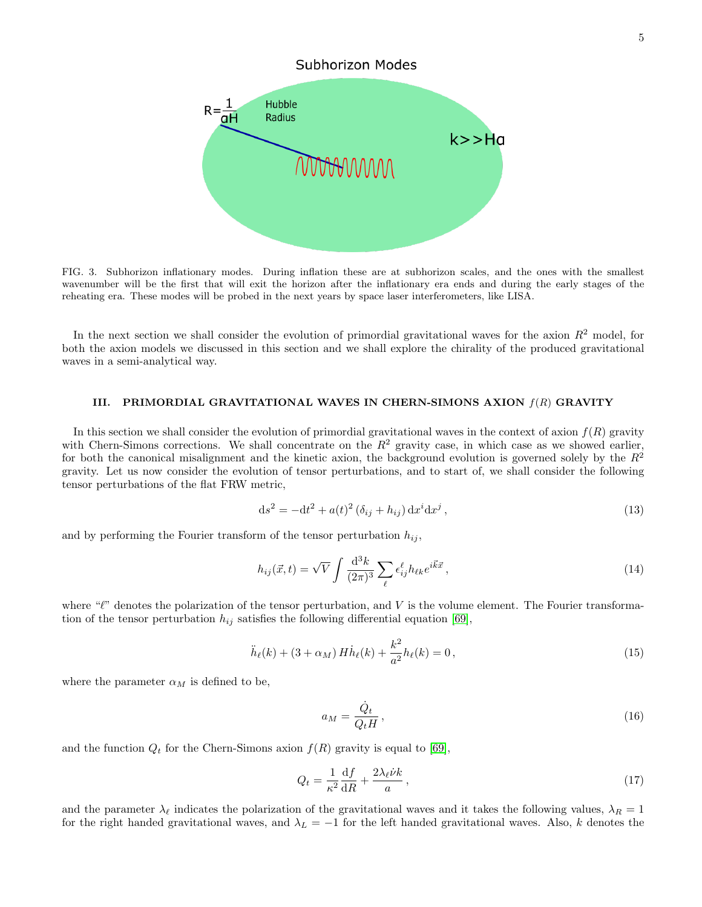FIG. 3. Subhorizon inflationary modes. During inflation these are at subhorizon scales, and the ones with the smallest wavenumber will be the first that will exit the horizon after the inflationary era ends and during the early stages of the reheating era. These modes will be probed in the next years by space laser interferometers, like LISA.

In the next section we shall consider the evolution of primordial gravitational waves for the axion $R^2$ model, for both the axion models we discussed in this section and we shall explore the chirality of the produced gravitational waves in a semi-analytical way.

### III. PRIMORDIAL GRAVITATIONAL WAVES IN CHERN-SIMONS AXION $f(R)$ GRAVITY

In this section we shall consider the evolution of primordial gravitational waves in the context of axion $f(R)$ gravity with Chern-Simons corrections. We shall concentrate on the $R^2$ gravity case, in which case as we showed earlier, for both the canonical misalignment and the kinetic axion, the background evolution is governed solely by the $R^2$ gravity. Let us now consider the evolution of tensor perturbations, and to start of, we shall consider the following tensor perturbations of the flat FRW metric,

$$
\mathrm{d}s^2 = -\mathrm{d}t^2 + a(t)^2 \left(\delta_{ij} + h_{ij}\right) \mathrm{d}x^i \mathrm{d}x^j \,, \tag{13}
$$

and by performing the Fourier transform of the tensor perturbation $h_{ij}$,

$$
h_{ij}(\vec{x}, t) = \sqrt{V} \int \frac{\mathrm{d}^3 k}{(2\pi)^3} \sum_{\ell} \epsilon_{ij}^{\ell} h_{\ell k} e^{i\vec{k}\vec{x}} \,, \tag{14}
$$

where "$\ell$" denotes the polarization of the tensor perturbation, and $V$ is the volume element. The Fourier transformation of the tensor perturbation $h_{ij}$ satisfies the following differential equation [69],

$$
\ddot{h}_{\ell}(k) + \left(3 + \alpha_M\right) H \dot{h}_{\ell}(k) + \frac{k^2}{a^2} h_{\ell}(k) = 0 \,, \tag{15}
$$

where the parameter $\alpha_M$ is defined to be,

$$
a_M = \frac{\dot{Q}_t}{Q_t H} \,, \tag{16}
$$

and the function $Q_t$ for the Chern-Simons axion $f(R)$ gravity is equal to [69],

$$
Q_t = \frac{1}{\kappa^2} \frac{\mathrm{d}f}{\mathrm{d}R} + \frac{2\lambda_{\ell} \dot{\nu} k}{a} \,, \tag{17}
$$

and the parameter $\lambda_{\ell}$ indicates the polarization of the gravitational waves and it takes the following values, $\lambda_R = 1$ for the right handed gravitational waves, and $\lambda_L = -1$ for the left handed gravitational waves. Also, $k$ denotes the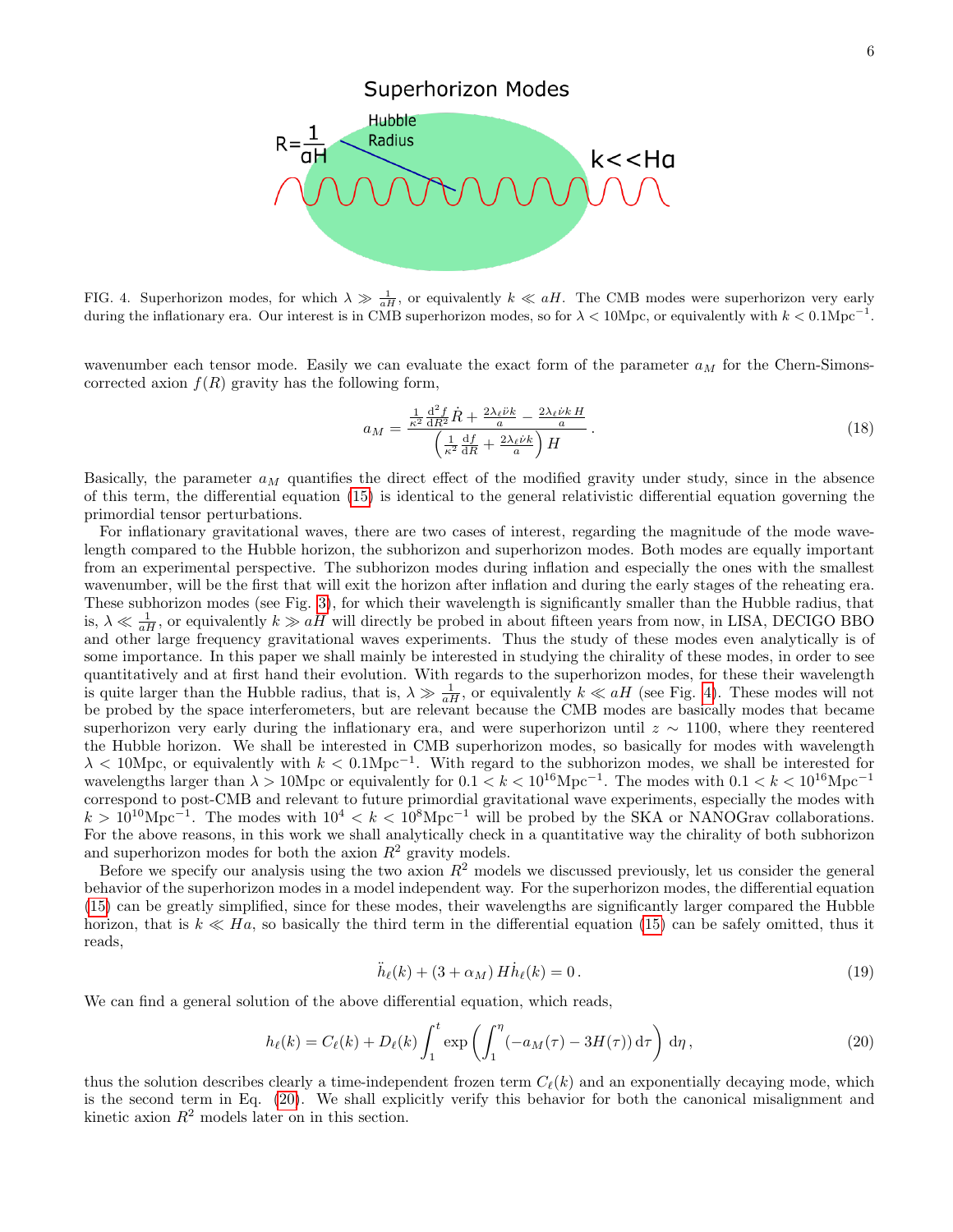FIG. 4. Superhorizon modes, for which $\lambda \gg \frac{1}{aH}$, or equivalently $k \ll aH$. The CMB modes were superhorizon very early during the inflationary era. Our interest is in CMB superhorizon modes, so for $\lambda < 10$Mpc, or equivalently with $k < 0.1\mathrm{Mpc}^{-1}$.

wavenumber each tensor mode. Easily we can evaluate the exact form of the parameter $a_M$ for the Chern-Simons-corrected axion $f(R)$ gravity has the following form,

$$a_M = \frac{\frac{1}{\kappa^2}\frac{\mathrm{d}^2 f}{\mathrm{d}R^2}\dot{R} + \frac{2\lambda_\ell \ddot{\nu} k}{a} - \frac{2\lambda_\ell \dot{\nu} k\, H}{a}}{\left(\frac{1}{\kappa^2}\frac{\mathrm{d}f}{\mathrm{d}R} + \frac{2\lambda_\ell \dot{\nu} k}{a}\right) H} . \tag{18}$$

Basically, the parameter $a_M$ quantifies the direct effect of the modified gravity under study, since in the absence of this term, the differential equation (15) is identical to the general relativistic differential equation governing the primordial tensor perturbations.

For inflationary gravitational waves, there are two cases of interest, regarding the magnitude of the mode wavelength compared to the Hubble horizon, the subhorizon and superhorizon modes. Both modes are equally important from an experimental perspective. The subhorizon modes during inflation and especially the ones with the smallest wavenumber, will be the first that will exit the horizon after inflation and during the early stages of the reheating era. These subhorizon modes (see Fig. 3), for which their wavelength is significantly smaller than the Hubble radius, that is, $\lambda \ll \frac{1}{aH}$, or equivalently $k \gg aH$ will directly be probed in about fifteen years from now, in LISA, DECIGO BBO and other large frequency gravitational waves experiments. Thus the study of these modes even analytically is of some importance. In this paper we shall mainly be interested in studying the chirality of these modes, in order to see quantitatively and at first hand their evolution. With regards to the superhorizon modes, for these their wavelength is quite larger than the Hubble radius, that is, $\lambda \gg \frac{1}{aH}$, or equivalently $k \ll aH$ (see Fig. 4). These modes will not be probed by the space interferometers, but are relevant because the CMB modes are basically modes that became superhorizon very early during the inflationary era, and were superhorizon until $z \sim 1100$, where they reentered the Hubble horizon. We shall be interested in CMB superhorizon modes, so basically for modes with wavelength $\lambda < 10$Mpc, or equivalently with $k < 0.1\mathrm{Mpc}^{-1}$. With regard to the subhorizon modes, we shall be interested for wavelengths larger than $\lambda > 10$Mpc or equivalently for $0.1 < k < 10^{16}\mathrm{Mpc}^{-1}$. The modes with $0.1 < k < 10^{16}\mathrm{Mpc}^{-1}$ correspond to post-CMB and relevant to future primordial gravitational wave experiments, especially the modes with $k > 10^{10}\mathrm{Mpc}^{-1}$. The modes with $10^4 < k < 10^8\mathrm{Mpc}^{-1}$ will be probed by the SKA or NANOGrav collaborations. For the above reasons, in this work we shall analytically check in a quantitative way the chirality of both subhorizon and superhorizon modes for both the axion $R^2$ gravity models.

Before we specify our analysis using the two axion $R^2$ models we discussed previously, let us consider the general behavior of the superhorizon modes in a model independent way. For the superhorizon modes, the differential equation (15) can be greatly simplified, since for these modes, their wavelengths are significantly larger compared the Hubble horizon, that is $k \ll Ha$, so basically the third term in the differential equation (15) can be safely omitted, thus it reads,

$$\ddot{h}_\ell(k) + (3 + \alpha_M)\, H\dot{h}_\ell(k) = 0 . \tag{19}$$

We can find a general solution of the above differential equation, which reads,

$$h_\ell(k) = C_\ell(k) + D_\ell(k)\int_1^t \exp\left(\int_1^\eta (-a_M(\tau) - 3H(\tau))\,\mathrm{d}\tau\right)\,\mathrm{d}\eta , \tag{20}$$

thus the solution describes clearly a time-independent frozen term $C_\ell(k)$ and an exponentially decaying mode, which is the second term in Eq. (20). We shall explicitly verify this behavior for both the canonical misalignment and kinetic axion $R^2$ models later on in this section.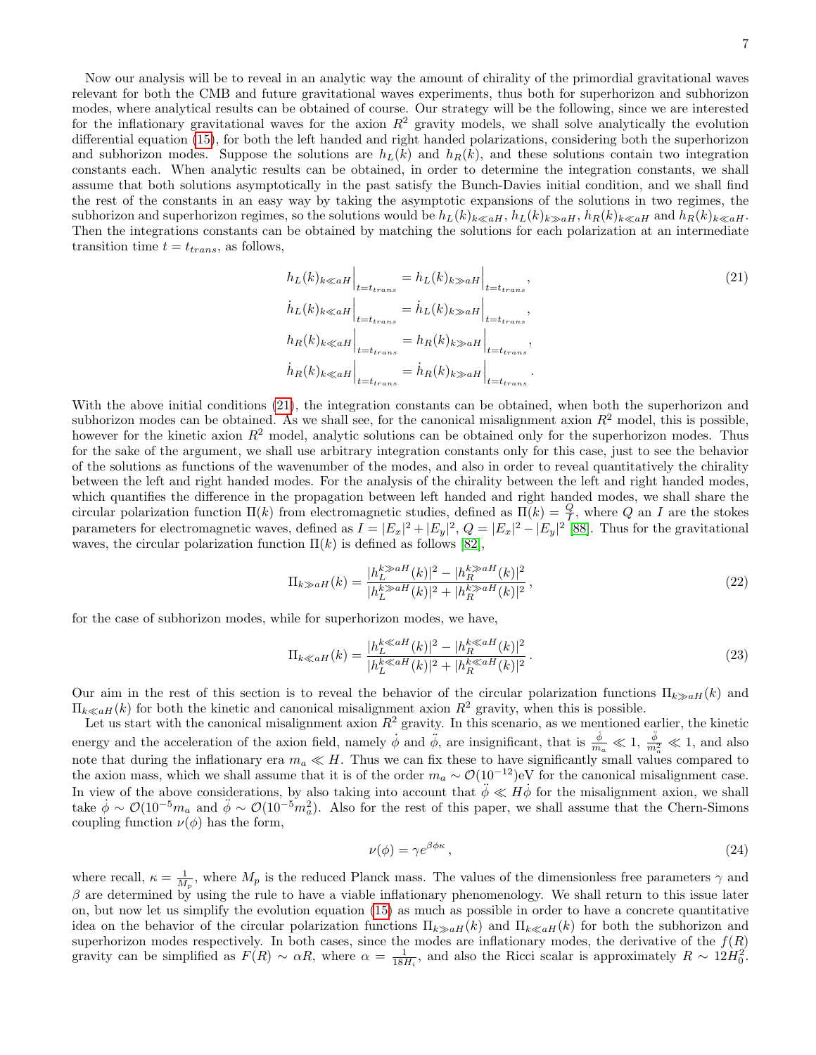Now our analysis will be to reveal in an analytic way the amount of chirality of the primordial gravitational waves relevant for both the CMB and future gravitational waves experiments, thus both for superhorizon and subhorizon modes, where analytical results can be obtained of course. Our strategy will be the following, since we are interested for the inflationary gravitational waves for the axion $R^2$ gravity models, we shall solve analytically the evolution differential equation (15), for both the left handed and right handed polarizations, considering both the superhorizon and subhorizon modes. Suppose the solutions are $h_L(k)$ and $h_R(k)$, and these solutions contain two integration constants each. When analytic results can be obtained, in order to determine the integration constants, we shall assume that both solutions asymptotically in the past satisfy the Bunch-Davies initial condition, and we shall find the rest of the constants in an easy way by taking the asymptotic expansions of the solutions in two regimes, the subhorizon and superhorizon regimes, so the solutions would be $h_L(k)_{k\ll aH}$, $h_L(k)_{k\gg aH}$, $h_R(k)_{k\ll aH}$ and $h_R(k)_{k\ll aH}$. Then the integrations constants can be obtained by matching the solutions for each polarization at an intermediate transition time $t = t_{trans}$, as follows,

$$
\begin{aligned}
h_L(k)_{k\ll aH}\Big|_{t=t_{trans}} &= h_L(k)_{k\gg aH}\Big|_{t=t_{trans}}, \\
\dot{h}_L(k)_{k\ll aH}\Big|_{t=t_{trans}} &= \dot{h}_L(k)_{k\gg aH}\Big|_{t=t_{trans}}, \\
h_R(k)_{k\ll aH}\Big|_{t=t_{trans}} &= h_R(k)_{k\gg aH}\Big|_{t=t_{trans}}, \\
\dot{h}_R(k)_{k\ll aH}\Big|_{t=t_{trans}} &= \dot{h}_R(k)_{k\gg aH}\Big|_{t=t_{trans}}.
\end{aligned} \tag{21}
$$

With the above initial conditions (21), the integration constants can be obtained, when both the superhorizon and subhorizon modes can be obtained. As we shall see, for the canonical misalignment axion $R^2$ model, this is possible, however for the kinetic axion $R^2$ model, analytic solutions can be obtained only for the superhorizon modes. Thus for the sake of the argument, we shall use arbitrary integration constants only for this case, just to see the behavior of the solutions as functions of the wavenumber of the modes, and also in order to reveal quantitatively the chirality between the left and right handed modes. For the analysis of the chirality between the left and right handed modes, which quantifies the difference in the propagation between left handed and right handed modes, we shall share the circular polarization function $\Pi(k)$ from electromagnetic studies, defined as $\Pi(k) = \frac{Q}{I}$, where $Q$ an $I$ are the stokes parameters for electromagnetic waves, defined as $I = |E_x|^2 + |E_y|^2$, $Q = |E_x|^2 - |E_y|^2$ [88]. Thus for the gravitational waves, the circular polarization function $\Pi(k)$ is defined as follows [82],

$$
\Pi_{k\gg aH}(k) = \frac{|h_L^{k\gg aH}(k)|^2 - |h_R^{k\gg aH}(k)|^2}{|h_L^{k\gg aH}(k)|^2 + |h_R^{k\gg aH}(k)|^2}\,, \tag{22}
$$

for the case of subhorizon modes, while for superhorizon modes, we have,

$$
\Pi_{k\ll aH}(k) = \frac{|h_L^{k\ll aH}(k)|^2 - |h_R^{k\ll aH}(k)|^2}{|h_L^{k\ll aH}(k)|^2 + |h_R^{k\ll aH}(k)|^2}\,. \tag{23}
$$

Our aim in the rest of this section is to reveal the behavior of the circular polarization functions $\Pi_{k\gg aH}(k)$ and $\Pi_{k\ll aH}(k)$ for both the kinetic and canonical misalignment axion $R^2$ gravity, when this is possible.

Let us start with the canonical misalignment axion $R^2$ gravity. In this scenario, as we mentioned earlier, the kinetic energy and the acceleration of the axion field, namely $\dot{\phi}$ and $\ddot{\phi}$, are insignificant, that is $\frac{\dot{\phi}}{m_a} \ll 1$, $\frac{\ddot{\phi}}{m_a^2} \ll 1$, and also note that during the inflationary era $m_a \ll H$. Thus we can fix these to have significantly small values compared to the axion mass, which we shall assume that it is of the order $m_a \sim \mathcal{O}(10^{-12})$eV for the canonical misalignment case. In view of the above considerations, by also taking into account that $\ddot{\phi} \ll H\dot{\phi}$ for the misalignment axion, we shall take $\dot{\phi} \sim \mathcal{O}(10^{-5}m_a$ and $\ddot{\phi} \sim \mathcal{O}(10^{-5}m_a^2)$. Also for the rest of this paper, we shall assume that the Chern-Simons coupling function $\nu(\phi)$ has the form,

$$
\nu(\phi) = \gamma e^{\beta\phi\kappa}\,, \tag{24}
$$

where recall, $\kappa = \frac{1}{M_p}$, where $M_p$ is the reduced Planck mass. The values of the dimensionless free parameters $\gamma$ and $\beta$ are determined by using the rule to have a viable inflationary phenomenology. We shall return to this issue later on, but now let us simplify the evolution equation (15) as much as possible in order to have a concrete quantitative idea on the behavior of the circular polarization functions $\Pi_{k\gg aH}(k)$ and $\Pi_{k\ll aH}(k)$ for both the subhorizon and superhorizon modes respectively. In both cases, since the modes are inflationary modes, the derivative of the $f(R)$ gravity can be simplified as $F(R) \sim \alpha R$, where $\alpha = \frac{1}{18H_i}$, and also the Ricci scalar is approximately $R \sim 12H_0^2$.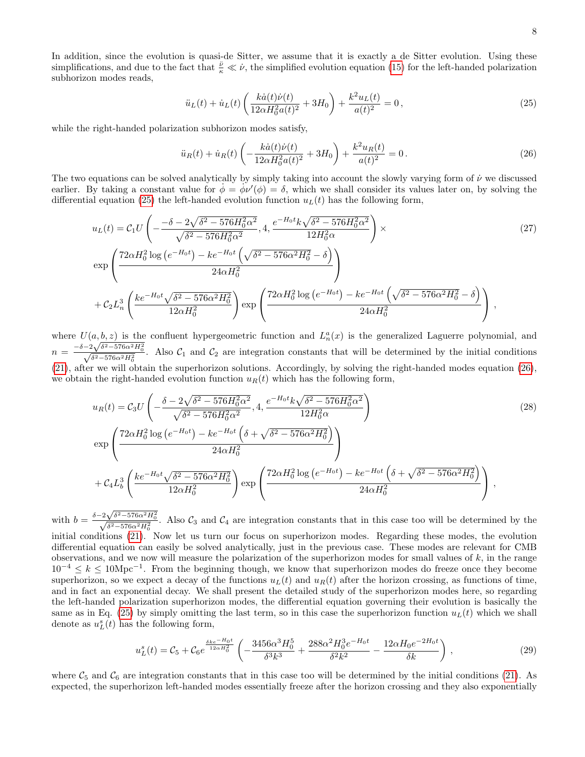In addition, since the evolution is quasi-de Sitter, we assume that it is exactly a de Sitter evolution. Using these simplifications, and due to the fact that $\frac{\ddot{\nu}}{\kappa} \ll \dot{\nu}$, the simplified evolution equation (15) for the left-handed polarization subhorizon modes reads,

$$\ddot{u}_L(t) + \dot{u}_L(t)\left(\frac{k\dot{a}(t)\dot{\nu}(t)}{12\alpha H_0^2 a(t)^2} + 3H_0\right) + \frac{k^2 u_L(t)}{a(t)^2} = 0\,, \tag{25}$$

while the right-handed polarization subhorizon modes satisfy,

$$\ddot{u}_R(t) + \dot{u}_R(t)\left(-\frac{k\dot{a}(t)\dot{\nu}(t)}{12\alpha H_0^2 a(t)^2} + 3H_0\right) + \frac{k^2 u_R(t)}{a(t)^2} = 0\,. \tag{26}$$

The two equations can be solved analytically by simply taking into account the slowly varying form of $\dot{\nu}$ we discussed earlier. By taking a constant value for $\dot{\phi} = \dot{\phi}\nu'(\phi) = \delta$, which we shall consider its values later on, by solving the differential equation (25) the left-handed evolution function $u_L(t)$ has the following form,

$$\begin{aligned}
u_L(t) = \;& \mathcal{C}_1 U\left(-\frac{-\delta - 2\sqrt{\delta^2 - 576H_0^2\alpha^2}}{\sqrt{\delta^2 - 576H_0^2\alpha^2}}, 4, \frac{e^{-H_0 t}k\sqrt{\delta^2 - 576H_0^2\alpha^2}}{12H_0^2\alpha}\right) \times \\
& \exp\left(\frac{72\alpha H_0^2 \log\left(e^{-H_0 t}\right) - ke^{-H_0 t}\left(\sqrt{\delta^2 - 576\alpha^2 H_0^2} - \delta\right)}{24\alpha H_0^2}\right) \\
& + \mathcal{C}_2 L_n^3\left(\frac{ke^{-H_0 t}\sqrt{\delta^2 - 576\alpha^2 H_0^2}}{12\alpha H_0^2}\right)\exp\left(\frac{72\alpha H_0^2 \log\left(e^{-H_0 t}\right) - ke^{-H_0 t}\left(\sqrt{\delta^2 - 576\alpha^2 H_0^2} - \delta\right)}{24\alpha H_0^2}\right)\,,
\end{aligned} \tag{27}$$

where $U(a,b,z)$ is the confluent hypergeometric function and $L_n^a(x)$ is the generalized Laguerre polynomial, and $n = \frac{-\delta - 2\sqrt{\delta^2 - 576\alpha^2 H_0^2}}{\sqrt{\delta^2 - 576\alpha^2 H_0^2}}$. Also $\mathcal{C}_1$ and $\mathcal{C}_2$ are integration constants that will be determined by the initial conditions (21), after we will obtain the superhorizon solutions. Accordingly, by solving the right-handed modes equation (26), we obtain the right-handed evolution function $u_R(t)$ which has the following form,

$$\begin{aligned}
u_R(t) = \;& \mathcal{C}_3 U\left(-\frac{\delta - 2\sqrt{\delta^2 - 576H_0^2\alpha^2}}{\sqrt{\delta^2 - 576H_0^2\alpha^2}}, 4, \frac{e^{-H_0 t}k\sqrt{\delta^2 - 576H_0^2\alpha^2}}{12H_0^2\alpha}\right) \\
& \exp\left(\frac{72\alpha H_0^2 \log\left(e^{-H_0 t}\right) - ke^{-H_0 t}\left(\delta + \sqrt{\delta^2 - 576\alpha^2 H_0^2}\right)}{24\alpha H_0^2}\right) \\
& + \mathcal{C}_4 L_b^3\left(\frac{ke^{-H_0 t}\sqrt{\delta^2 - 576\alpha^2 H_0^2}}{12\alpha H_0^2}\right)\exp\left(\frac{72\alpha H_0^2 \log\left(e^{-H_0 t}\right) - ke^{-H_0 t}\left(\delta + \sqrt{\delta^2 - 576\alpha^2 H_0^2}\right)}{24\alpha H_0^2}\right)\,,
\end{aligned} \tag{28}$$

with $b = \frac{\delta - 2\sqrt{\delta^2 - 576\alpha^2 H_0^2}}{\sqrt{\delta^2 - 576\alpha^2 H_0^2}}$. Also $\mathcal{C}_3$ and $\mathcal{C}_4$ are integration constants that in this case too will be determined by the initial conditions (21). Now let us turn our focus on superhorizon modes. Regarding these modes, the evolution differential equation can easily be solved analytically, just in the previous case. These modes are relevant for CMB observations, and we now will measure the polarization of the superhorizon modes for small values of $k$, in the range $10^{-4} \leq k \leq 10\text{Mpc}^{-1}$. From the beginning though, we know that superhorizon modes do freeze once they become superhorizon, so we expect a decay of the functions $u_L(t)$ and $u_R(t)$ after the horizon crossing, as functions of time, and in fact an exponential decay. We shall present the detailed study of the superhorizon modes here, so regarding the left-handed polarization superhorizon modes, the differential equation governing their evolution is basically the same as in Eq. (25) by simply omitting the last term, so in this case the superhorizon function $u_L(t)$ which we shall denote as $u_L^s(t)$ has the following form,

$$u_L^s(t) = \mathcal{C}_5 + \mathcal{C}_6 e^{\frac{\delta k e^{-H_0 t}}{12\alpha H_0^2}}\left(-\frac{3456\alpha^3 H_0^5}{\delta^3 k^3} + \frac{288\alpha^2 H_0^3 e^{-H_0 t}}{\delta^2 k^2} - \frac{12\alpha H_0 e^{-2H_0 t}}{\delta k}\right)\,, \tag{29}$$

where $\mathcal{C}_5$ and $\mathcal{C}_6$ are integration constants that in this case too will be determined by the initial conditions (21). As expected, the superhorizon left-handed modes essentially freeze after the horizon crossing and they also exponentially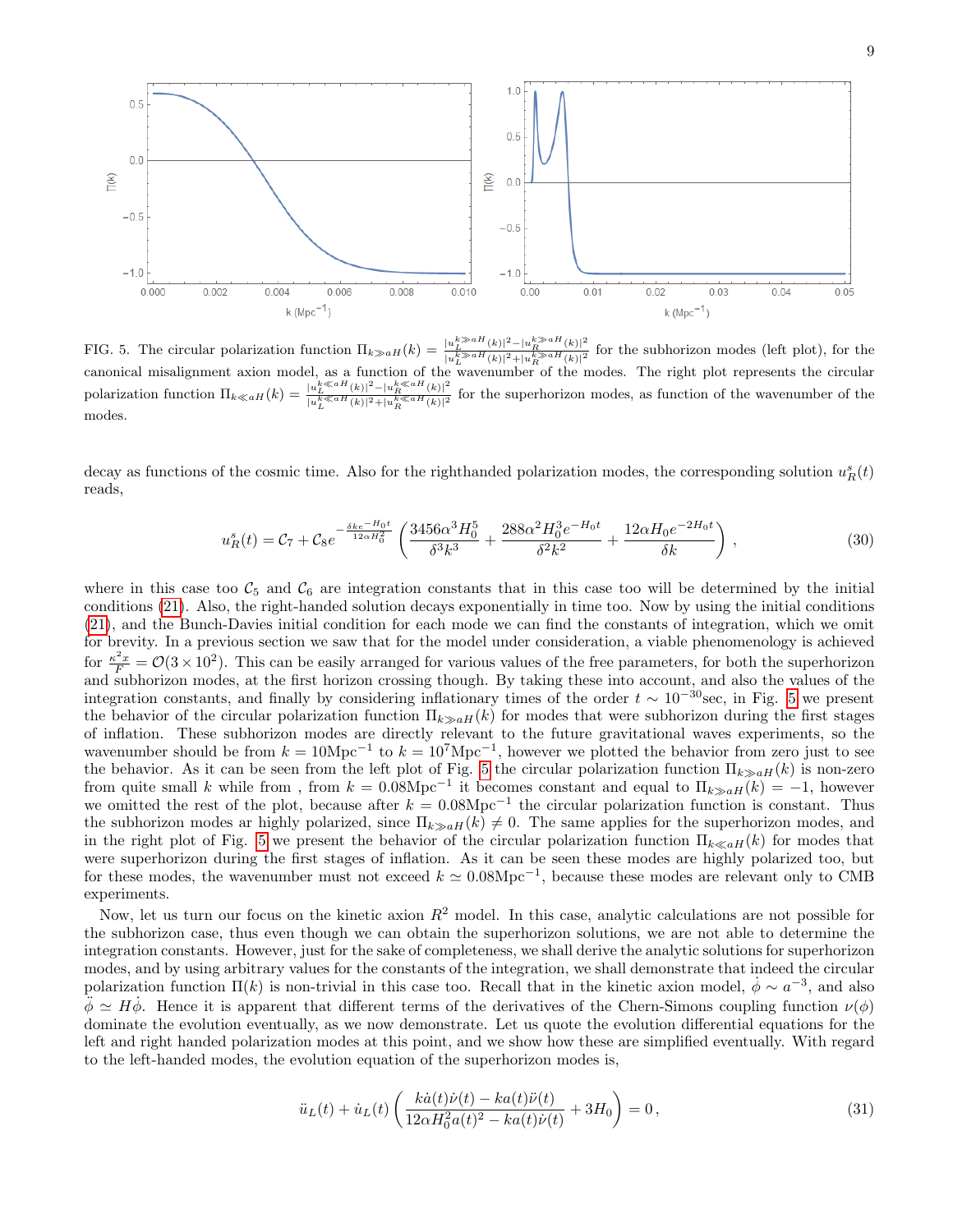FIG. 5. The circular polarization function $\Pi_{k\gg aH}(k) = \frac{|u_L^{k\gg aH}(k)|^2 - |u_R^{k\gg aH}(k)|^2}{|u_L^{k\gg aH}(k)|^2 + |u_R^{k\gg aH}(k)|^2}$ for the subhorizon modes (left plot), for the canonical misalignment axion model, as a function of the wavenumber of the modes. The right plot represents the circular polarization function $\Pi_{k\ll aH}(k) = \frac{|u_L^{k\ll aH}(k)|^2 - |u_R^{k\ll aH}(k)|^2}{|u_L^{k\ll aH}(k)|^2 + |u_R^{k\ll aH}(k)|^2}$ for the superhorizon modes, as function of the wavenumber of the modes.

decay as functions of the cosmic time. Also for the righthanded polarization modes, the corresponding solution $u_R^s(t)$ reads,

$$u_R^s(t) = \mathcal{C}_7 + \mathcal{C}_8 e^{-\frac{\delta k e^{-H_0 t}}{12\alpha H_0^2}} \left( \frac{3456\alpha^3 H_0^5}{\delta^3 k^3} + \frac{288\alpha^2 H_0^3 e^{-H_0 t}}{\delta^2 k^2} + \frac{12\alpha H_0 e^{-2H_0 t}}{\delta k} \right), \tag{30}$$

where in this case too $\mathcal{C}_5$ and $\mathcal{C}_6$ are integration constants that in this case too will be determined by the initial conditions (21). Also, the right-handed solution decays exponentially in time too. Now by using the initial conditions (21), and the Bunch-Davies initial condition for each mode we can find the constants of integration, which we omit for brevity. In a previous section we saw that for the model under consideration, a viable phenomenology is achieved for $\frac{\kappa^2 x}{F} = \mathcal{O}(3\times 10^2)$. This can be easily arranged for various values of the free parameters, for both the superhorizon and subhorizon modes, at the first horizon crossing though. By taking these into account, and also the values of the integration constants, and finally by considering inflationary times of the order $t \sim 10^{-30}$sec, in Fig. 5 we present the behavior of the circular polarization function $\Pi_{k\gg aH}(k)$ for modes that were subhorizon during the first stages of inflation. These subhorizon modes are directly relevant to the future gravitational waves experiments, so the wavenumber should be from $k = 10\text{Mpc}^{-1}$ to $k = 10^7\text{Mpc}^{-1}$, however we plotted the behavior from zero just to see the behavior. As it can be seen from the left plot of Fig. 5 the circular polarization function $\Pi_{k\gg aH}(k)$ is non-zero from quite small $k$ while from , from $k = 0.08\text{Mpc}^{-1}$ it becomes constant and equal to $\Pi_{k\gg aH}(k) = -1$, however we omitted the rest of the plot, because after $k = 0.08\text{Mpc}^{-1}$ the circular polarization function is constant. Thus the subhorizon modes ar highly polarized, since $\Pi_{k\gg aH}(k) \neq 0$. The same applies for the superhorizon modes, and in the right plot of Fig. 5 we present the behavior of the circular polarization function $\Pi_{k\ll aH}(k)$ for modes that were superhorizon during the first stages of inflation. As it can be seen these modes are highly polarized too, but for these modes, the wavenumber must not exceed $k \simeq 0.08\text{Mpc}^{-1}$, because these modes are relevant only to CMB experiments.

Now, let us turn our focus on the kinetic axion $R^2$ model. In this case, analytic calculations are not possible for the subhorizon case, thus even though we can obtain the superhorizon solutions, we are not able to determine the integration constants. However, just for the sake of completeness, we shall derive the analytic solutions for superhorizon modes, and by using arbitrary values for the constants of the integration, we shall demonstrate that indeed the circular polarization function $\Pi(k)$ is non-trivial in this case too. Recall that in the kinetic axion model, $\dot{\phi} \sim a^{-3}$, and also $\ddot{\phi} \simeq H\dot{\phi}$. Hence it is apparent that different terms of the derivatives of the Chern-Simons coupling function $\nu(\phi)$ dominate the evolution eventually, as we now demonstrate. Let us quote the evolution differential equations for the left and right handed polarization modes at this point, and we show how these are simplified eventually. With regard to the left-handed modes, the evolution equation of the superhorizon modes is,

$$\ddot{u}_L(t) + \dot{u}_L(t) \left( \frac{k\dot{a}(t)\dot{\nu}(t) - ka(t)\ddot{\nu}(t)}{12\alpha H_0^2 a(t)^2 - ka(t)\dot{\nu}(t)} + 3H_0 \right) = 0\,, \tag{31}$$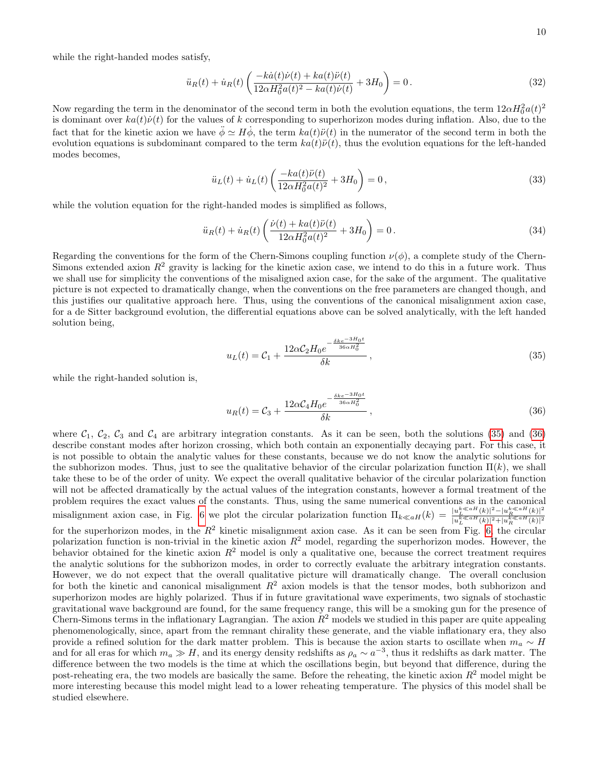while the right-handed modes satisfy,

$$\ddot{u}_R(t) + \dot{u}_R(t)\left(\frac{-k\dot{a}(t)\dot{\nu}(t) + ka(t)\ddot{\nu}(t)}{12\alpha H_0^2 a(t)^2 - ka(t)\dot{\nu}(t)} + 3H_0\right) = 0\,. \tag{32}$$

Now regarding the term in the denominator of the second term in both the evolution equations, the term $12\alpha H_0^2 a(t)^2$ is dominant over $ka(t)\dot{\nu}(t)$ for the values of $k$ corresponding to superhorizon modes during inflation. Also, due to the fact that for the kinetic axion we have $\ddot{\phi} \simeq H\dot{\phi}$, the term $ka(t)\ddot{\nu}(t)$ in the numerator of the second term in both the evolution equations is subdominant compared to the term $ka(t)\ddot{\nu}(t)$, thus the evolution equations for the left-handed modes becomes,

$$\ddot{u}_L(t) + \dot{u}_L(t)\left(\frac{-ka(t)\ddot{\nu}(t)}{12\alpha H_0^2 a(t)^2} + 3H_0\right) = 0\,, \tag{33}$$

while the volution equation for the right-handed modes is simplified as follows,

$$\ddot{u}_R(t) + \dot{u}_R(t)\left(\frac{\dot{\nu}(t) + ka(t)\ddot{\nu}(t)}{12\alpha H_0^2 a(t)^2} + 3H_0\right) = 0\,. \tag{34}$$

Regarding the conventions for the form of the Chern-Simons coupling function $\nu(\phi)$, a complete study of the Chern-Simons extended axion $R^2$ gravity is lacking for the kinetic axion case, we intend to do this in a future work. Thus we shall use for simplicity the conventions of the misaligned axion case, for the sake of the argument. The qualitative picture is not expected to dramatically change, when the conventions on the free parameters are changed though, and this justifies our qualitative approach here. Thus, using the conventions of the canonical misalignment axion case, for a de Sitter background evolution, the differential equations above can be solved analytically, with the left handed solution being,

$$u_L(t) = \mathcal{C}_1 + \frac{12\alpha\mathcal{C}_2 H_0 e^{-\frac{\delta k e^{-3H_0 t}}{36\alpha H_0^2}}}{\delta k}\,, \tag{35}$$

while the right-handed solution is,

$$u_R(t) = \mathcal{C}_3 + \frac{12\alpha\mathcal{C}_4 H_0 e^{-\frac{\delta k e^{-3H_0 t}}{36\alpha H_0^2}}}{\delta k}\,, \tag{36}$$

where $\mathcal{C}_1$, $\mathcal{C}_2$, $\mathcal{C}_3$ and $\mathcal{C}_4$ are arbitrary integration constants. As it can be seen, both the solutions (35) and (36) describe constant modes after horizon crossing, which both contain an exponentially decaying part. For this case, it is not possible to obtain the analytic values for these constants, because we do not know the analytic solutions for the subhorizon modes. Thus, just to see the qualitative behavior of the circular polarization function $\Pi(k)$, we shall take these to be of the order of unity. We expect the overall qualitative behavior of the circular polarization function will not be affected dramatically by the actual values of the integration constants, however a formal treatment of the problem requires the exact values of the constants. Thus, using the same numerical conventions as in the canonical misalignment axion case, in Fig. 6 we plot the circular polarization function $\Pi_{k\ll aH}(k) = \frac{|u_L^{k\ll aH}(k)|^2 - |u_R^{k\ll aH}(k)|^2}{|u_L^{k\ll aH}(k)|^2 + |u_R^{k\ll aH}(k)|^2}$ for the superhorizon modes, in the $R^2$ kinetic misalignment axion case. As it can be seen from Fig. 6, the circular polarization function is non-trivial in the kinetic axion $R^2$ model, regarding the superhorizon modes. However, the behavior obtained for the kinetic axion $R^2$ model is only a qualitative one, because the correct treatment requires the analytic solutions for the subhorizon modes, in order to correctly evaluate the arbitrary integration constants. However, we do not expect that the overall qualitative picture will dramatically change. The overall conclusion for both the kinetic and canonical misalignment $R^2$ axion models is that the tensor modes, both subhorizon and superhorizon modes are highly polarized. Thus if in future gravitational wave experiments, two signals of stochastic gravitational wave background are found, for the same frequency range, this will be a smoking gun for the presence of Chern-Simons terms in the inflationary Lagrangian. The axion $R^2$ models we studied in this paper are quite appealing phenomenologically, since, apart from the remnant chirality these generate, and the viable inflationary era, they also provide a refined solution for the dark matter problem. This is because the axion starts to oscillate when $m_a \sim H$ and for all eras for which $m_a \gg H$, and its energy density redshifts as $\rho_a \sim a^{-3}$, thus it redshifts as dark matter. The difference between the two models is the time at which the oscillations begin, but beyond that difference, during the post-reheating era, the two models are basically the same. Before the reheating, the kinetic axion $R^2$ model might be more interesting because this model might lead to a lower reheating temperature. The physics of this model shall be studied elsewhere.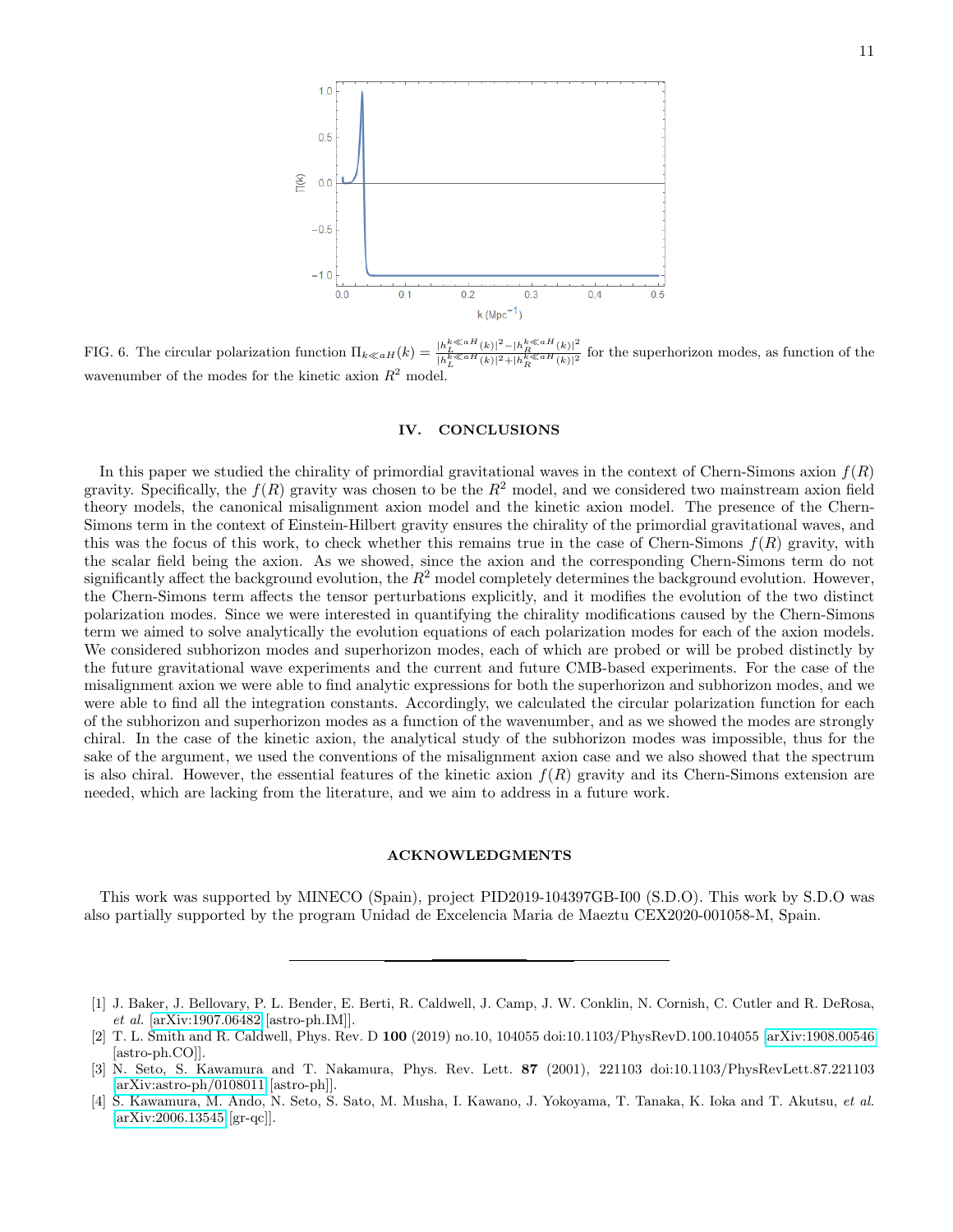FIG. 6. The circular polarization function $\Pi_{k\ll aH}(k) = \frac{|h_L^{k\ll aH}(k)|^2 - |h_R^{k\ll aH}(k)|^2}{|h_L^{k\ll aH}(k)|^2 + |h_R^{k\ll aH}(k)|^2}$ for the superhorizon modes, as function of the wavenumber of the modes for the kinetic axion $R^2$ model.

## IV. CONCLUSIONS

In this paper we studied the chirality of primordial gravitational waves in the context of Chern-Simons axion $f(R)$ gravity. Specifically, the $f(R)$ gravity was chosen to be the $R^2$ model, and we considered two mainstream axion field theory models, the canonical misalignment axion model and the kinetic axion model. The presence of the Chern-Simons term in the context of Einstein-Hilbert gravity ensures the chirality of the primordial gravitational waves, and this was the focus of this work, to check whether this remains true in the case of Chern-Simons $f(R)$ gravity, with the scalar field being the axion. As we showed, since the axion and the corresponding Chern-Simons term do not significantly affect the background evolution, the $R^2$ model completely determines the background evolution. However, the Chern-Simons term affects the tensor perturbations explicitly, and it modifies the evolution of the two distinct polarization modes. Since we were interested in quantifying the chirality modifications caused by the Chern-Simons term we aimed to solve analytically the evolution equations of each polarization modes for each of the axion models. We considered subhorizon modes and superhorizon modes, each of which are probed or will be probed distinctly by the future gravitational wave experiments and the current and future CMB-based experiments. For the case of the misalignment axion we were able to find analytic expressions for both the superhorizon and subhorizon modes, and we were able to find all the integration constants. Accordingly, we calculated the circular polarization function for each of the subhorizon and superhorizon modes as a function of the wavenumber, and as we showed the modes are strongly chiral. In the case of the kinetic axion, the analytical study of the subhorizon modes was impossible, thus for the sake of the argument, we used the conventions of the misalignment axion case and we also showed that the spectrum is also chiral. However, the essential features of the kinetic axion $f(R)$ gravity and its Chern-Simons extension are needed, which are lacking from the literature, and we aim to address in a future work.

## ACKNOWLEDGMENTS

This work was supported by MINECO (Spain), project PID2019-104397GB-I00 (S.D.O). This work by S.D.O was also partially supported by the program Unidad de Excelencia Maria de Maeztu CEX2020-001058-M, Spain.

---

[1] J. Baker, J. Bellovary, P. L. Bender, E. Berti, R. Caldwell, J. Camp, J. W. Conklin, N. Cornish, C. Cutler and R. DeRosa, *et al.* [arXiv:1907.06482 [astro-ph.IM]].

[2] T. L. Smith and R. Caldwell, Phys. Rev. D **100** (2019) no.10, 104055 doi:10.1103/PhysRevD.100.104055 [arXiv:1908.00546 [astro-ph.CO]].

[3] N. Seto, S. Kawamura and T. Nakamura, Phys. Rev. Lett. **87** (2001), 221103 doi:10.1103/PhysRevLett.87.221103 [arXiv:astro-ph/0108011 [astro-ph]].

[4] S. Kawamura, M. Ando, N. Seto, S. Sato, M. Musha, I. Kawano, J. Yokoyama, T. Tanaka, K. Ioka and T. Akutsu, *et al.* [arXiv:2006.13545 [gr-qc]].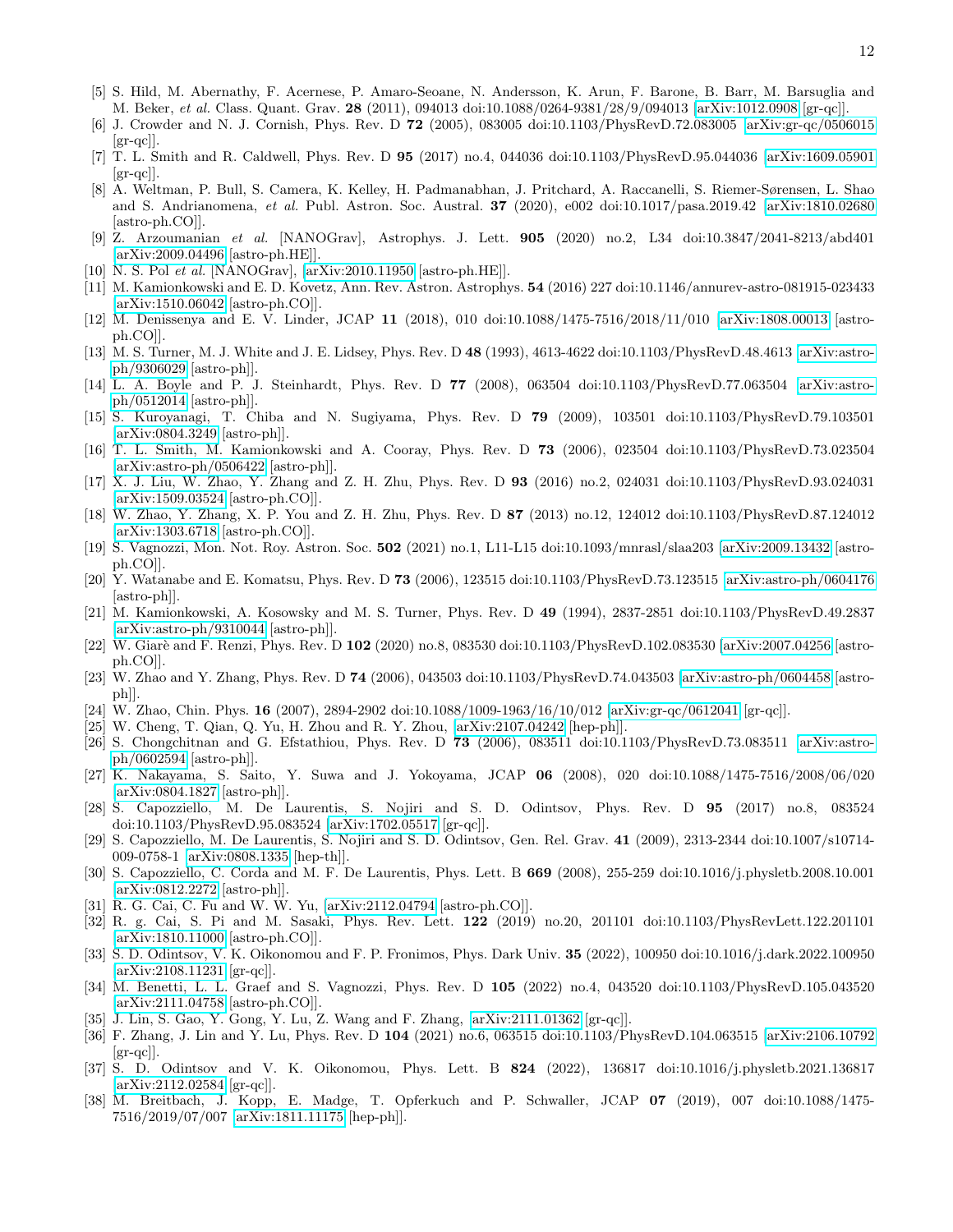[5] S. Hild, M. Abernathy, F. Acernese, P. Amaro-Seoane, N. Andersson, K. Arun, F. Barone, B. Barr, M. Barsuglia and M. Beker, *et al.* Class. Quant. Grav. **28** (2011), 094013 doi:10.1088/0264-9381/28/9/094013 [arXiv:1012.0908 [gr-qc]].

[6] J. Crowder and N. J. Cornish, Phys. Rev. D **72** (2005), 083005 doi:10.1103/PhysRevD.72.083005 [arXiv:gr-qc/0506015 [gr-qc]].

[7] T. L. Smith and R. Caldwell, Phys. Rev. D **95** (2017) no.4, 044036 doi:10.1103/PhysRevD.95.044036 [arXiv:1609.05901 [gr-qc]].

[8] A. Weltman, P. Bull, S. Camera, K. Kelley, H. Padmanabhan, J. Pritchard, A. Raccanelli, S. Riemer-Sørensen, L. Shao and S. Andrianomena, *et al.* Publ. Astron. Soc. Austral. **37** (2020), e002 doi:10.1017/pasa.2019.42 [arXiv:1810.02680 [astro-ph.CO]].

[9] Z. Arzoumanian *et al.* [NANOGrav], Astrophys. J. Lett. **905** (2020) no.2, L34 doi:10.3847/2041-8213/abd401 [arXiv:2009.04496 [astro-ph.HE]].

[10] N. S. Pol *et al.* [NANOGrav], [arXiv:2010.11950 [astro-ph.HE]].

[11] M. Kamionkowski and E. D. Kovetz, Ann. Rev. Astron. Astrophys. **54** (2016) 227 doi:10.1146/annurev-astro-081915-023433 [arXiv:1510.06042 [astro-ph.CO]].

[12] M. Denissenya and E. V. Linder, JCAP **11** (2018), 010 doi:10.1088/1475-7516/2018/11/010 [arXiv:1808.00013 [astro-ph.CO]].

[13] M. S. Turner, M. J. White and J. E. Lidsey, Phys. Rev. D **48** (1993), 4613-4622 doi:10.1103/PhysRevD.48.4613 [arXiv:astro-ph/9306029 [astro-ph]].

[14] L. A. Boyle and P. J. Steinhardt, Phys. Rev. D **77** (2008), 063504 doi:10.1103/PhysRevD.77.063504 [arXiv:astro-ph/0512014 [astro-ph]].

[15] S. Kuroyanagi, T. Chiba and N. Sugiyama, Phys. Rev. D **79** (2009), 103501 doi:10.1103/PhysRevD.79.103501 [arXiv:0804.3249 [astro-ph]].

[16] T. L. Smith, M. Kamionkowski and A. Cooray, Phys. Rev. D **73** (2006), 023504 doi:10.1103/PhysRevD.73.023504 [arXiv:astro-ph/0506422 [astro-ph]].

[17] X. J. Liu, W. Zhao, Y. Zhang and Z. H. Zhu, Phys. Rev. D **93** (2016) no.2, 024031 doi:10.1103/PhysRevD.93.024031 [arXiv:1509.03524 [astro-ph.CO]].

[18] W. Zhao, Y. Zhang, X. P. You and Z. H. Zhu, Phys. Rev. D **87** (2013) no.12, 124012 doi:10.1103/PhysRevD.87.124012 [arXiv:1303.6718 [astro-ph.CO]].

[19] S. Vagnozzi, Mon. Not. Roy. Astron. Soc. **502** (2021) no.1, L11-L15 doi:10.1093/mnrasl/slaa203 [arXiv:2009.13432 [astro-ph.CO]].

[20] Y. Watanabe and E. Komatsu, Phys. Rev. D **73** (2006), 123515 doi:10.1103/PhysRevD.73.123515 [arXiv:astro-ph/0604176 [astro-ph]].

[21] M. Kamionkowski, A. Kosowsky and M. S. Turner, Phys. Rev. D **49** (1994), 2837-2851 doi:10.1103/PhysRevD.49.2837 [arXiv:astro-ph/9310044 [astro-ph]].

[22] W. Giarè and F. Renzi, Phys. Rev. D **102** (2020) no.8, 083530 doi:10.1103/PhysRevD.102.083530 [arXiv:2007.04256 [astro-ph.CO]].

[23] W. Zhao and Y. Zhang, Phys. Rev. D **74** (2006), 043503 doi:10.1103/PhysRevD.74.043503 [arXiv:astro-ph/0604458 [astro-ph]].

[24] W. Zhao, Chin. Phys. **16** (2007), 2894-2902 doi:10.1088/1009-1963/16/10/012 [arXiv:gr-qc/0612041 [gr-qc]].

[25] W. Cheng, T. Qian, Q. Yu, H. Zhou and R. Y. Zhou, [arXiv:2107.04242 [hep-ph]].

[26] S. Chongchitnan and G. Efstathiou, Phys. Rev. D **73** (2006), 083511 doi:10.1103/PhysRevD.73.083511 [arXiv:astro-ph/0602594 [astro-ph]].

[27] K. Nakayama, S. Saito, Y. Suwa and J. Yokoyama, JCAP **06** (2008), 020 doi:10.1088/1475-7516/2008/06/020 [arXiv:0804.1827 [astro-ph]].

[28] S. Capozziello, M. De Laurentis, S. Nojiri and S. D. Odintsov, Phys. Rev. D **95** (2017) no.8, 083524 doi:10.1103/PhysRevD.95.083524 [arXiv:1702.05517 [gr-qc]].

[29] S. Capozziello, M. De Laurentis, S. Nojiri and S. D. Odintsov, Gen. Rel. Grav. **41** (2009), 2313-2344 doi:10.1007/s10714-009-0758-1 [arXiv:0808.1335 [hep-th]].

[30] S. Capozziello, C. Corda and M. F. De Laurentis, Phys. Lett. B **669** (2008), 255-259 doi:10.1016/j.physletb.2008.10.001 [arXiv:0812.2272 [astro-ph]].

[31] R. G. Cai, C. Fu and W. W. Yu, [arXiv:2112.04794 [astro-ph.CO]].

[32] R. g. Cai, S. Pi and M. Sasaki, Phys. Rev. Lett. **122** (2019) no.20, 201101 doi:10.1103/PhysRevLett.122.201101 [arXiv:1810.11000 [astro-ph.CO]].

[33] S. D. Odintsov, V. K. Oikonomou and F. P. Fronimos, Phys. Dark Univ. **35** (2022), 100950 doi:10.1016/j.dark.2022.100950 [arXiv:2108.11231 [gr-qc]].

[34] M. Benetti, L. L. Graef and S. Vagnozzi, Phys. Rev. D **105** (2022) no.4, 043520 doi:10.1103/PhysRevD.105.043520 [arXiv:2111.04758 [astro-ph.CO]].

[35] J. Lin, S. Gao, Y. Gong, Y. Lu, Z. Wang and F. Zhang, [arXiv:2111.01362 [gr-qc]].

[36] F. Zhang, J. Lin and Y. Lu, Phys. Rev. D **104** (2021) no.6, 063515 doi:10.1103/PhysRevD.104.063515 [arXiv:2106.10792 [gr-qc]].

[37] S. D. Odintsov and V. K. Oikonomou, Phys. Lett. B **824** (2022), 136817 doi:10.1016/j.physletb.2021.136817 [arXiv:2112.02584 [gr-qc]].

[38] M. Breitbach, J. Kopp, E. Madge, T. Opferkuch and P. Schwaller, JCAP **07** (2019), 007 doi:10.1088/1475-7516/2019/07/007 [arXiv:1811.11175 [hep-ph]].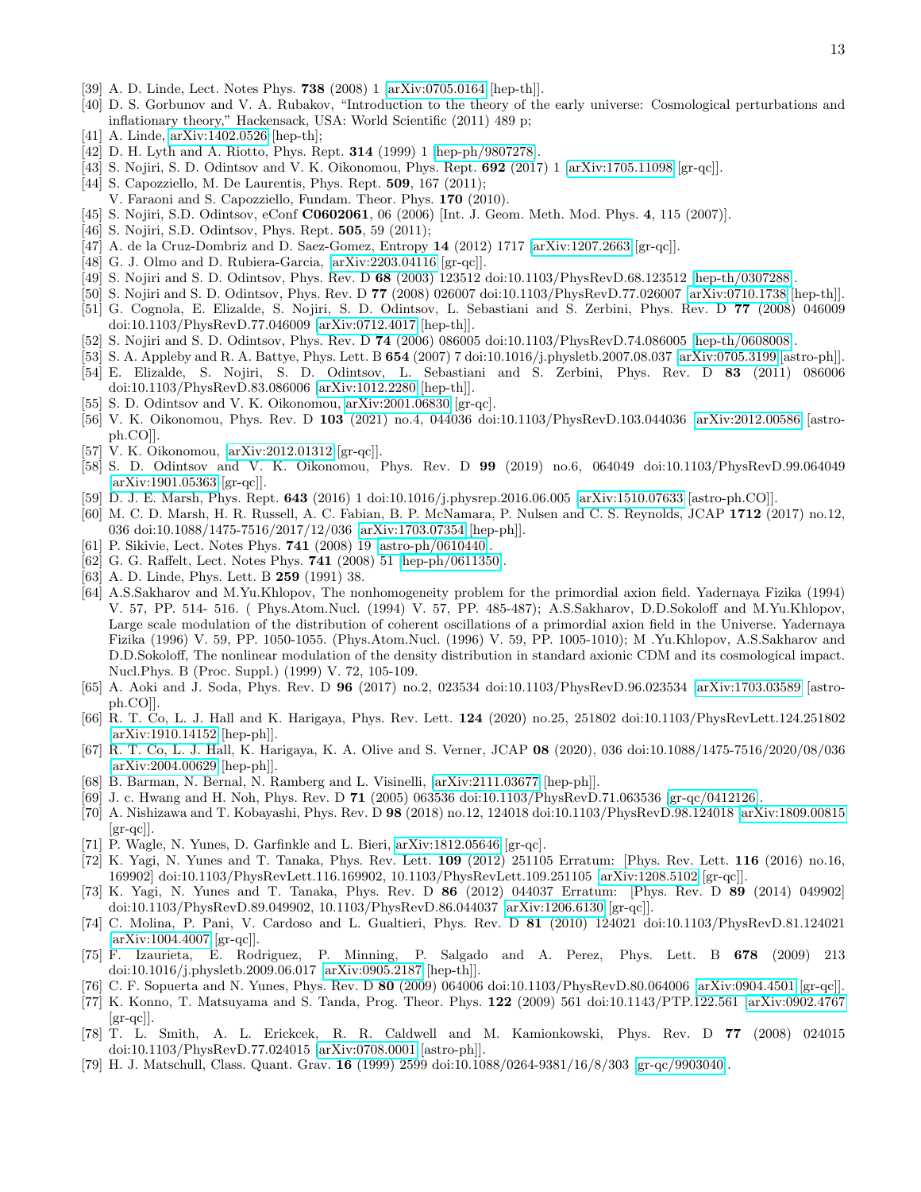[39] A. D. Linde, Lect. Notes Phys. **738** (2008) 1 [arXiv:0705.0164 [hep-th]].
[40] D. S. Gorbunov and V. A. Rubakov, "Introduction to the theory of the early universe: Cosmological perturbations and inflationary theory," Hackensack, USA: World Scientific (2011) 489 p;
[41] A. Linde, arXiv:1402.0526 [hep-th];
[42] D. H. Lyth and A. Riotto, Phys. Rept. **314** (1999) 1 [hep-ph/9807278].
[43] S. Nojiri, S. D. Odintsov and V. K. Oikonomou, Phys. Rept. **692** (2017) 1 [arXiv:1705.11098 [gr-qc]].
[44] S. Capozziello, M. De Laurentis, Phys. Rept. **509**, 167 (2011);
V. Faraoni and S. Capozziello, Fundam. Theor. Phys. **170** (2010).
[45] S. Nojiri, S.D. Odintsov, eConf **C0602061**, 06 (2006) [Int. J. Geom. Meth. Mod. Phys. **4**, 115 (2007)].
[46] S. Nojiri, S.D. Odintsov, Phys. Rept. **505**, 59 (2011);
[47] A. de la Cruz-Dombriz and D. Saez-Gomez, Entropy **14** (2012) 1717 [arXiv:1207.2663 [gr-qc]].
[48] G. J. Olmo and D. Rubiera-Garcia, arXiv:2203.04116 [gr-qc]].
[49] S. Nojiri and S. D. Odintsov, Phys. Rev. D **68** (2003) 123512 doi:10.1103/PhysRevD.68.123512 [hep-th/0307288].
[50] S. Nojiri and S. D. Odintsov, Phys. Rev. D **77** (2008) 026007 doi:10.1103/PhysRevD.77.026007 [arXiv:0710.1738 [hep-th]].
[51] G. Cognola, E. Elizalde, S. Nojiri, S. D. Odintsov, L. Sebastiani and S. Zerbini, Phys. Rev. D **77** (2008) 046009 doi:10.1103/PhysRevD.77.046009 [arXiv:0712.4017 [hep-th]].
[52] S. Nojiri and S. D. Odintsov, Phys. Rev. D **74** (2006) 086005 doi:10.1103/PhysRevD.74.086005 [hep-th/0608008].
[53] S. A. Appleby and R. A. Battye, Phys. Lett. B **654** (2007) 7 doi:10.1016/j.physletb.2007.08.037 [arXiv:0705.3199 [astro-ph]].
[54] E. Elizalde, S. Nojiri, S. D. Odintsov, L. Sebastiani and S. Zerbini, Phys. Rev. D **83** (2011) 086006 doi:10.1103/PhysRevD.83.086006 [arXiv:1012.2280 [hep-th]].
[55] S. D. Odintsov and V. K. Oikonomou, arXiv:2001.06830 [gr-qc].
[56] V. K. Oikonomou, Phys. Rev. D **103** (2021) no.4, 044036 doi:10.1103/PhysRevD.103.044036 [arXiv:2012.00586 [astro-ph.CO]].
[57] V. K. Oikonomou, arXiv:2012.01312 [gr-qc]].
[58] S. D. Odintsov and V. K. Oikonomou, Phys. Rev. D **99** (2019) no.6, 064049 doi:10.1103/PhysRevD.99.064049 [arXiv:1901.05363 [gr-qc]].
[59] D. J. E. Marsh, Phys. Rept. **643** (2016) 1 doi:10.1016/j.physrep.2016.06.005 [arXiv:1510.07633 [astro-ph.CO]].
[60] M. C. D. Marsh, H. R. Russell, A. C. Fabian, B. P. McNamara, P. Nulsen and C. S. Reynolds, JCAP **1712** (2017) no.12, 036 doi:10.1088/1475-7516/2017/12/036 [arXiv:1703.07354 [hep-ph]].
[61] P. Sikivie, Lect. Notes Phys. **741** (2008) 19 [astro-ph/0610440].
[62] G. G. Raffelt, Lect. Notes Phys. **741** (2008) 51 [hep-ph/0611350].
[63] A. D. Linde, Phys. Lett. B **259** (1991) 38.
[64] A.S.Sakharov and M.Yu.Khlopov, The nonhomogeneity problem for the primordial axion field. Yadernaya Fizika (1994) V. 57, PP. 514- 516. ( Phys.Atom.Nucl. (1994) V. 57, PP. 485-487); A.S.Sakharov, D.D.Sokoloff and M.Yu.Khlopov, Large scale modulation of the distribution of coherent oscillations of a primordial axion field in the Universe. Yadernaya Fizika (1996) V. 59, PP. 1050-1055. (Phys.Atom.Nucl. (1996) V. 59, PP. 1005-1010); M .Yu.Khlopov, A.S.Sakharov and D.D.Sokoloff, The nonlinear modulation of the density distribution in standard axionic CDM and its cosmological impact. Nucl.Phys. B (Proc. Suppl.) (1999) V. 72, 105-109.
[65] A. Aoki and J. Soda, Phys. Rev. D **96** (2017) no.2, 023534 doi:10.1103/PhysRevD.96.023534 [arXiv:1703.03589 [astro-ph.CO]].
[66] R. T. Co, L. J. Hall and K. Harigaya, Phys. Rev. Lett. **124** (2020) no.25, 251802 doi:10.1103/PhysRevLett.124.251802 [arXiv:1910.14152 [hep-ph]].
[67] R. T. Co, L. J. Hall, K. Harigaya, K. A. Olive and S. Verner, JCAP **08** (2020), 036 doi:10.1088/1475-7516/2020/08/036 [arXiv:2004.00629 [hep-ph]].
[68] B. Barman, N. Bernal, N. Ramberg and L. Visinelli, arXiv:2111.03677 [hep-ph]].
[69] J. c. Hwang and H. Noh, Phys. Rev. D **71** (2005) 063536 doi:10.1103/PhysRevD.71.063536 [gr-qc/0412126].
[70] A. Nishizawa and T. Kobayashi, Phys. Rev. D **98** (2018) no.12, 124018 doi:10.1103/PhysRevD.98.124018 [arXiv:1809.00815 [gr-qc]].
[71] P. Wagle, N. Yunes, D. Garfinkle and L. Bieri, arXiv:1812.05646 [gr-qc].
[72] K. Yagi, N. Yunes and T. Tanaka, Phys. Rev. Lett. **109** (2012) 251105 Erratum: [Phys. Rev. Lett. **116** (2016) no.16, 169902] doi:10.1103/PhysRevLett.116.169902, 10.1103/PhysRevLett.109.251105 [arXiv:1208.5102 [gr-qc]].
[73] K. Yagi, N. Yunes and T. Tanaka, Phys. Rev. D **86** (2012) 044037 Erratum: [Phys. Rev. D **89** (2014) 049902] doi:10.1103/PhysRevD.89.049902, 10.1103/PhysRevD.86.044037 [arXiv:1206.6130 [gr-qc]].
[74] C. Molina, P. Pani, V. Cardoso and L. Gualtieri, Phys. Rev. D **81** (2010) 124021 doi:10.1103/PhysRevD.81.124021 [arXiv:1004.4007 [gr-qc]].
[75] F. Izaurieta, E. Rodriguez, P. Minning, P. Salgado and A. Perez, Phys. Lett. B **678** (2009) 213 doi:10.1016/j.physletb.2009.06.017 [arXiv:0905.2187 [hep-th]].
[76] C. F. Sopuerta and N. Yunes, Phys. Rev. D **80** (2009) 064006 doi:10.1103/PhysRevD.80.064006 [arXiv:0904.4501 [gr-qc]].
[77] K. Konno, T. Matsuyama and S. Tanda, Prog. Theor. Phys. **122** (2009) 561 doi:10.1143/PTP.122.561 [arXiv:0902.4767 [gr-qc]].
[78] T. L. Smith, A. L. Erickcek, R. R. Caldwell and M. Kamionkowski, Phys. Rev. D **77** (2008) 024015 doi:10.1103/PhysRevD.77.024015 [arXiv:0708.0001 [astro-ph]].
[79] H. J. Matschull, Class. Quant. Grav. **16** (1999) 2599 doi:10.1088/0264-9381/16/8/303 [gr-qc/9903040].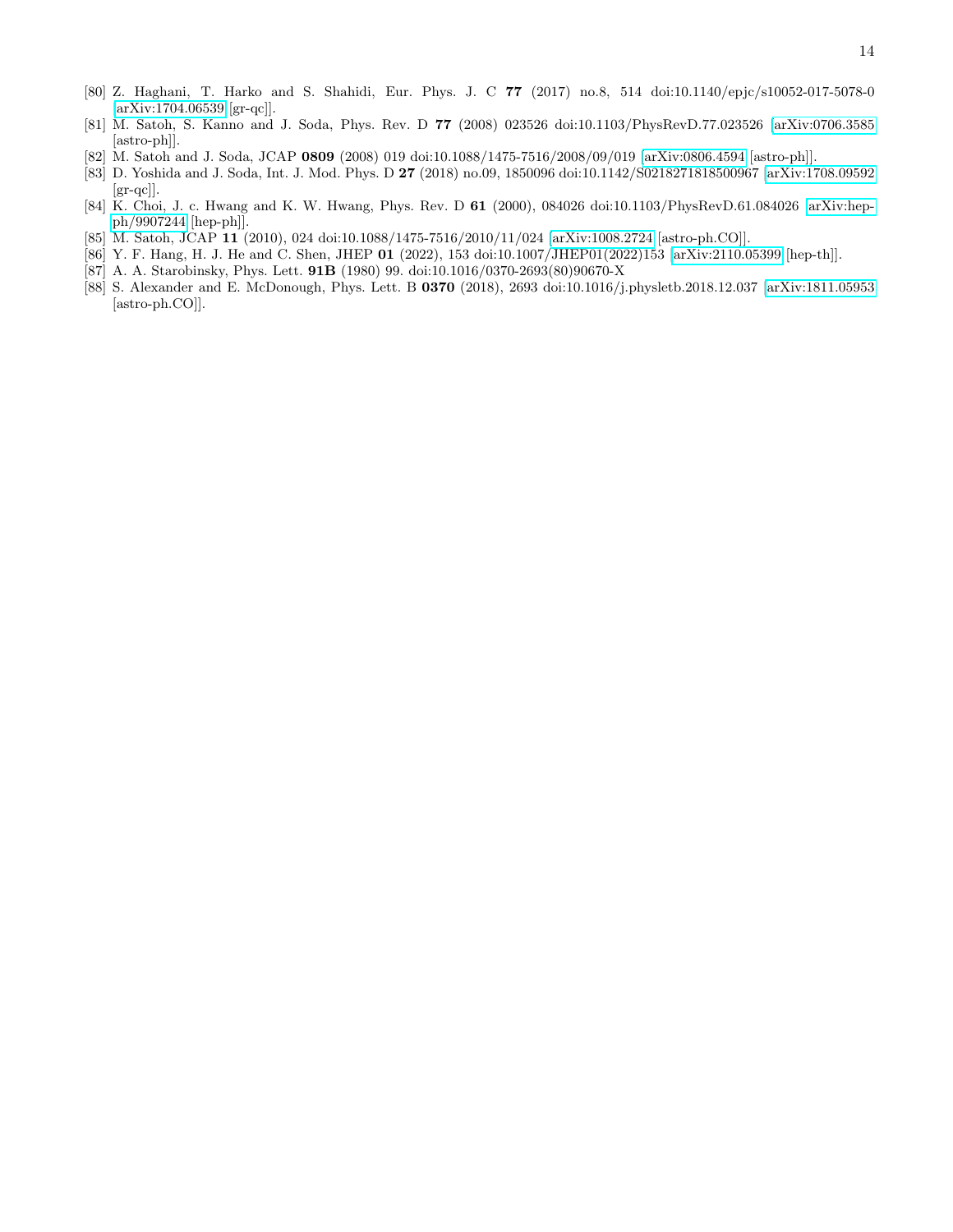[80] Z. Haghani, T. Harko and S. Shahidi, Eur. Phys. J. C **77** (2017) no.8, 514 doi:10.1140/epjc/s10052-017-5078-0 [arXiv:1704.06539 [gr-qc]].

[81] M. Satoh, S. Kanno and J. Soda, Phys. Rev. D **77** (2008) 023526 doi:10.1103/PhysRevD.77.023526 [arXiv:0706.3585 [astro-ph]].

[82] M. Satoh and J. Soda, JCAP **0809** (2008) 019 doi:10.1088/1475-7516/2008/09/019 [arXiv:0806.4594 [astro-ph]].

[83] D. Yoshida and J. Soda, Int. J. Mod. Phys. D **27** (2018) no.09, 1850096 doi:10.1142/S0218271818500967 [arXiv:1708.09592 [gr-qc]].

[84] K. Choi, J. c. Hwang and K. W. Hwang, Phys. Rev. D **61** (2000), 084026 doi:10.1103/PhysRevD.61.084026 [arXiv:hep-ph/9907244 [hep-ph]].

[85] M. Satoh, JCAP **11** (2010), 024 doi:10.1088/1475-7516/2010/11/024 [arXiv:1008.2724 [astro-ph.CO]].

[86] Y. F. Hang, H. J. He and C. Shen, JHEP **01** (2022), 153 doi:10.1007/JHEP01(2022)153 [arXiv:2110.05399 [hep-th]].

[87] A. A. Starobinsky, Phys. Lett. **91B** (1980) 99. doi:10.1016/0370-2693(80)90670-X

[88] S. Alexander and E. McDonough, Phys. Lett. B **0370** (2018), 2693 doi:10.1016/j.physletb.2018.12.037 [arXiv:1811.05953 [astro-ph.CO]].